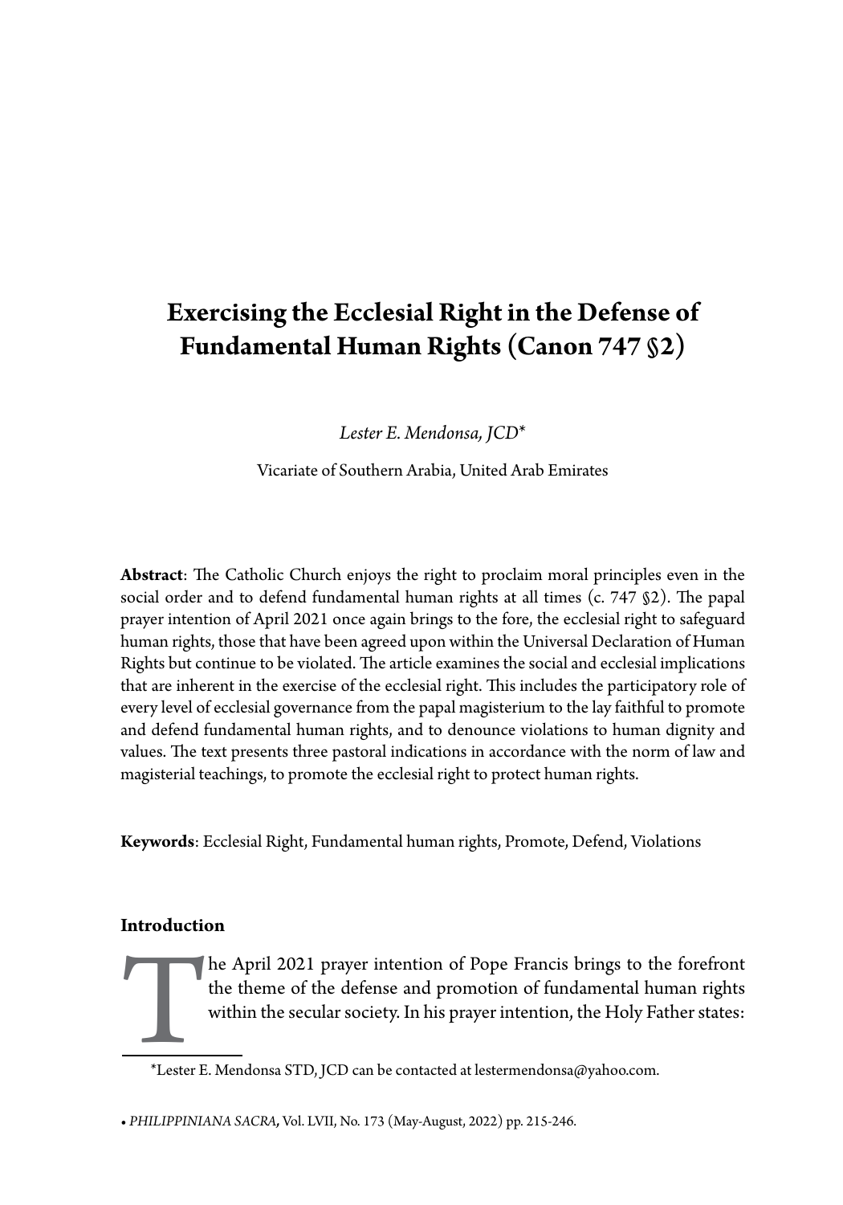# Exercising the Ecclesial Right in the Defense of Fundamental Human Rights (Canon 747 §2)

*Lester E. Mendonsa, JCD**

Vicariate of Southern Arabia, United Arab Emirates

**Abstract**: The Catholic Church enjoys the right to proclaim moral principles even in the social order and to defend fundamental human rights at all times (c. 747 §2). The papal prayer intention of April 2021 once again brings to the fore, the ecclesial right to safeguard human rights, those that have been agreed upon within the Universal Declaration of Human Rights but continue to be violated. The article examines the social and ecclesial implications that are inherent in the exercise of the ecclesial right. This includes the participatory role of every level of ecclesial governance from the papal magisterium to the lay faithful to promote and defend fundamental human rights, and to denounce violations to human dignity and values. The text presents three pastoral indications in accordance with the norm of law and magisterial teachings, to promote the ecclesial right to protect human rights.

**Keywords**: Ecclesial Right, Fundamental human rights, Promote, Defend, Violations

## Introduction

The April 2021 prayer intention of Pope Francis brings to the forefront the theme of the defense and promotion of fundamental human rights within the secular society. In his prayer intention, the Holy Father states:

*Lester E. Mendonsa STD, JCD can be contacted at lestermendonsa@yahoo.com.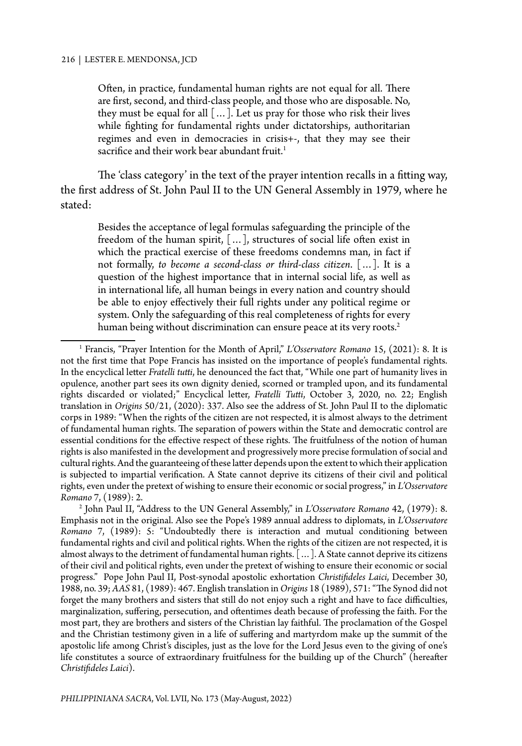> Often, in practice, fundamental human rights are not equal for all. There are first, second, and third-class people, and those who are disposable. No, they must be equal for all [...]. Let us pray for those who risk their lives while fighting for fundamental rights under dictatorships, authoritarian regimes and even in democracies in crisis+-, that they may see their sacrifice and their work bear abundant fruit.[1]

The 'class category' in the text of the prayer intention recalls in a fitting way, the first address of St. John Paul II to the UN General Assembly in 1979, where he stated:

> Besides the acceptance of legal formulas safeguarding the principle of the freedom of the human spirit, [...], structures of social life often exist in which the practical exercise of these freedoms condemns man, in fact if not formally, *to become a second-class or third-class citizen*. [...]. It is a question of the highest importance that in internal social life, as well as in international life, all human beings in every nation and country should be able to enjoy effectively their full rights under any political regime or system. Only the safeguarding of this real completeness of rights for every human being without discrimination can ensure peace at its very roots.[2]

---

[1] Francis, "Prayer Intention for the Month of April," *L'Osservatore Romano* 15, (2021): 8. It is not the first time that Pope Francis has insisted on the importance of people's fundamental rights. In the encyclical letter *Fratelli tutti*, he denounced the fact that, "While one part of humanity lives in opulence, another part sees its own dignity denied, scorned or trampled upon, and its fundamental rights discarded or violated;" Encyclical letter, *Fratelli Tutti*, October 3, 2020, no. 22; English translation in *Origins* 50/21, (2020): 337. Also see the address of St. John Paul II to the diplomatic corps in 1989: "When the rights of the citizen are not respected, it is almost always to the detriment of fundamental human rights. The separation of powers within the State and democratic control are essential conditions for the effective respect of these rights. The fruitfulness of the notion of human rights is also manifested in the development and progressively more precise formulation of social and cultural rights. And the guaranteeing of these latter depends upon the extent to which their application is subjected to impartial verification. A State cannot deprive its citizens of their civil and political rights, even under the pretext of wishing to ensure their economic or social progress," in *L'Osservatore Romano* 7, (1989): 2.

[2] John Paul II, "Address to the UN General Assembly," in *L'Osservatore Romano* 42, (1979): 8. Emphasis not in the original. Also see the Pope's 1989 annual address to diplomats, in *L'Osservatore Romano* 7, (1989): 5: "Undoubtedly there is interaction and mutual conditioning between fundamental rights and civil and political rights. When the rights of the citizen are not respected, it is almost always to the detriment of fundamental human rights. [...]. A State cannot deprive its citizens of their civil and political rights, even under the pretext of wishing to ensure their economic or social progress." Pope John Paul II, Post-synodal apostolic exhortation *Christifideles Laici*, December 30, 1988, no. 39; *AAS* 81, (1989): 467. English translation in *Origins* 18 (1989), 571: "The Synod did not forget the many brothers and sisters that still do not enjoy such a right and have to face difficulties, marginalization, suffering, persecution, and oftentimes death because of professing the faith. For the most part, they are brothers and sisters of the Christian lay faithful. The proclamation of the Gospel and the Christian testimony given in a life of suffering and martyrdom make up the summit of the apostolic life among Christ's disciples, just as the love for the Lord Jesus even to the giving of one's life constitutes a source of extraordinary fruitfulness for the building up of the Church" (hereafter *Christifideles Laici*).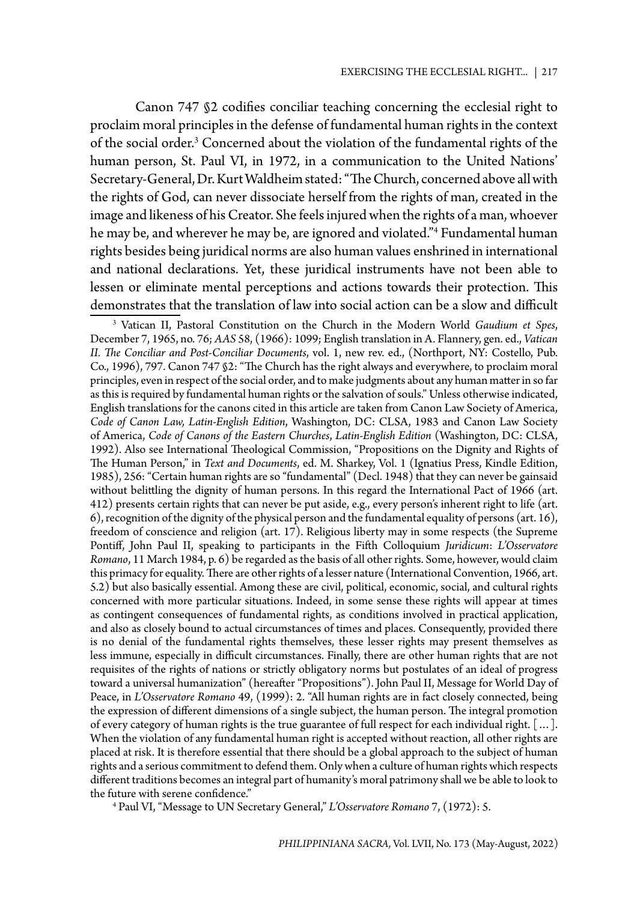Canon 747 §2 codifies conciliar teaching concerning the ecclesial right to proclaim moral principles in the defense of fundamental human rights in the context of the social order.[3] Concerned about the violation of the fundamental rights of the human person, St. Paul VI, in 1972, in a communication to the United Nations' Secretary-General, Dr. Kurt Waldheim stated: "The Church, concerned above all with the rights of God, can never dissociate herself from the rights of man, created in the image and likeness of his Creator. She feels injured when the rights of a man, whoever he may be, and wherever he may be, are ignored and violated."[4] Fundamental human rights besides being juridical norms are also human values enshrined in international and national declarations. Yet, these juridical instruments have not been able to lessen or eliminate mental perceptions and actions towards their protection. This demonstrates that the translation of law into social action can be a slow and difficult

---

[3] Vatican II, Pastoral Constitution on the Church in the Modern World *Gaudium et Spes*, December 7, 1965, no. 76; *AAS* 58, (1966): 1099; English translation in A. Flannery, gen. ed., *Vatican II. The Conciliar and Post-Conciliar Documents*, vol. 1, new rev. ed., (Northport, NY: Costello, Pub. Co., 1996), 797. Canon 747 §2: "The Church has the right always and everywhere, to proclaim moral principles, even in respect of the social order, and to make judgments about any human matter in so far as this is required by fundamental human rights or the salvation of souls." Unless otherwise indicated, English translations for the canons cited in this article are taken from Canon Law Society of America, *Code of Canon Law, Latin-English Edition*, Washington, DC: CLSA, 1983 and Canon Law Society of America, *Code of Canons of the Eastern Churches*, *Latin-English Edition* (Washington, DC: CLSA, 1992). Also see International Theological Commission, "Propositions on the Dignity and Rights of The Human Person," in *Text and Documents*, ed. M. Sharkey, Vol. 1 (Ignatius Press, Kindle Edition, 1985), 256: "Certain human rights are so "fundamental" (Decl. 1948) that they can never be gainsaid without belittling the dignity of human persons. In this regard the International Pact of 1966 (art. 412) presents certain rights that can never be put aside, e.g., every person's inherent right to life (art. 6), recognition of the dignity of the physical person and the fundamental equality of persons (art. 16), freedom of conscience and religion (art. 17). Religious liberty may in some respects (the Supreme Pontiff, John Paul II, speaking to participants in the Fifth Colloquium *Juridicum*: *L'Osservatore Romano*, 11 March 1984, p. 6) be regarded as the basis of all other rights. Some, however, would claim this primacy for equality. There are other rights of a lesser nature (International Convention, 1966, art. 5.2) but also basically essential. Among these are civil, political, economic, social, and cultural rights concerned with more particular situations. Indeed, in some sense these rights will appear at times as contingent consequences of fundamental rights, as conditions involved in practical application, and also as closely bound to actual circumstances of times and places. Consequently, provided there is no denial of the fundamental rights themselves, these lesser rights may present themselves as less immune, especially in difficult circumstances. Finally, there are other human rights that are not requisites of the rights of nations or strictly obligatory norms but postulates of an ideal of progress toward a universal humanization" (hereafter "Propositions"). John Paul II, Message for World Day of Peace, in *L'Osservatore Romano* 49, (1999): 2. "All human rights are in fact closely connected, being the expression of different dimensions of a single subject, the human person. The integral promotion of every category of human rights is the true guarantee of full respect for each individual right. [...]. When the violation of any fundamental human right is accepted without reaction, all other rights are placed at risk. It is therefore essential that there should be a global approach to the subject of human rights and a serious commitment to defend them. Only when a culture of human rights which respects different traditions becomes an integral part of humanity's moral patrimony shall we be able to look to the future with serene confidence."

[4] Paul VI, "Message to UN Secretary General," *L'Osservatore Romano* 7, (1972): 5.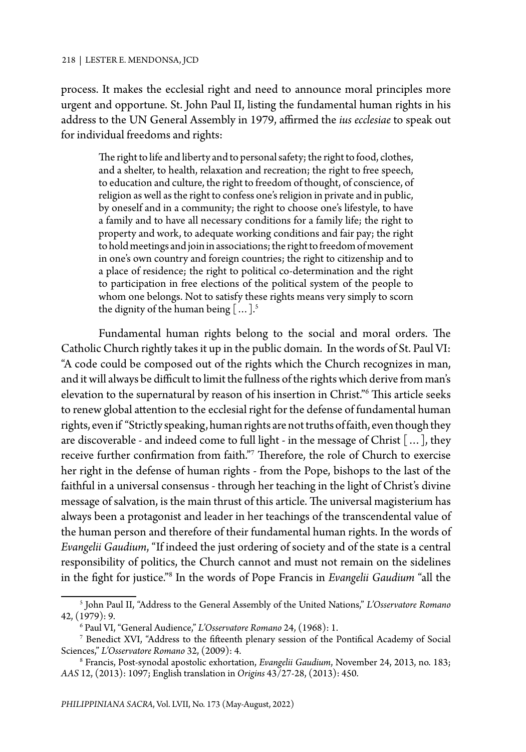process. It makes the ecclesial right and need to announce moral principles more urgent and opportune. St. John Paul II, listing the fundamental human rights in his address to the UN General Assembly in 1979, affirmed the *ius ecclesiae* to speak out for individual freedoms and rights:

> The right to life and liberty and to personal safety; the right to food, clothes, and a shelter, to health, relaxation and recreation; the right to free speech, to education and culture, the right to freedom of thought, of conscience, of religion as well as the right to confess one's religion in private and in public, by oneself and in a community; the right to choose one's lifestyle, to have a family and to have all necessary conditions for a family life; the right to property and work, to adequate working conditions and fair pay; the right to hold meetings and join in associations; the right to freedom of movement in one's own country and foreign countries; the right to citizenship and to a place of residence; the right to political co-determination and the right to participation in free elections of the political system of the people to whom one belongs. Not to satisfy these rights means very simply to scorn the dignity of the human being [ … ].[5]

Fundamental human rights belong to the social and moral orders. The Catholic Church rightly takes it up in the public domain. In the words of St. Paul VI: "A code could be composed out of the rights which the Church recognizes in man, and it will always be difficult to limit the fullness of the rights which derive from man's elevation to the supernatural by reason of his insertion in Christ."[6] This article seeks to renew global attention to the ecclesial right for the defense of fundamental human rights, even if "Strictly speaking, human rights are not truths of faith, even though they are discoverable - and indeed come to full light - in the message of Christ [ … ], they receive further confirmation from faith."[7] Therefore, the role of Church to exercise her right in the defense of human rights - from the Pope, bishops to the last of the faithful in a universal consensus - through her teaching in the light of Christ's divine message of salvation, is the main thrust of this article. The universal magisterium has always been a protagonist and leader in her teachings of the transcendental value of the human person and therefore of their fundamental human rights. In the words of *Evangelii Gaudium*, "If indeed the just ordering of society and of the state is a central responsibility of politics, the Church cannot and must not remain on the sidelines in the fight for justice."[8] In the words of Pope Francis in *Evangelii Gaudium* "all the

---

[5] John Paul II, "Address to the General Assembly of the United Nations," *L'Osservatore Romano* 42, (1979): 9.

[6] Paul VI, "General Audience," *L'Osservatore Romano* 24, (1968): 1.

[7] Benedict XVI, "Address to the fifteenth plenary session of the Pontifical Academy of Social Sciences," *L'Osservatore Romano* 32, (2009): 4.

[8] Francis, Post-synodal apostolic exhortation, *Evangelii Gaudium*, November 24, 2013, no. 183; *AAS* 12, (2013): 1097; English translation in *Origins* 43/27-28, (2013): 450.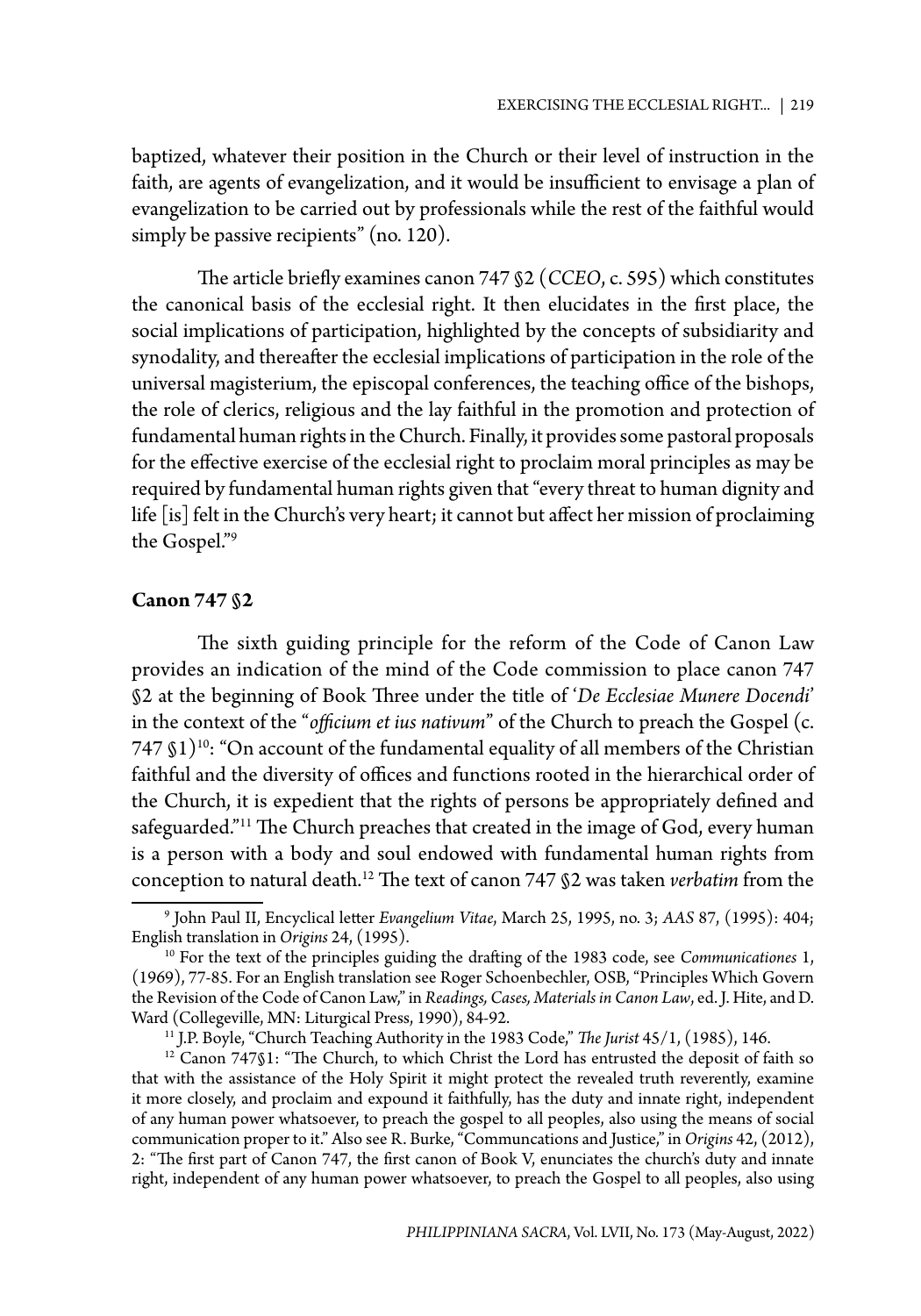baptized, whatever their position in the Church or their level of instruction in the faith, are agents of evangelization, and it would be insufficient to envisage a plan of evangelization to be carried out by professionals while the rest of the faithful would simply be passive recipients" (no. 120).

The article briefly examines canon 747 §2 (*CCEO*, c. 595) which constitutes the canonical basis of the ecclesial right. It then elucidates in the first place, the social implications of participation, highlighted by the concepts of subsidiarity and synodality, and thereafter the ecclesial implications of participation in the role of the universal magisterium, the episcopal conferences, the teaching office of the bishops, the role of clerics, religious and the lay faithful in the promotion and protection of fundamental human rights in the Church. Finally, it provides some pastoral proposals for the effective exercise of the ecclesial right to proclaim moral principles as may be required by fundamental human rights given that "every threat to human dignity and life [is] felt in the Church's very heart; it cannot but affect her mission of proclaiming the Gospel."[9]

**Canon 747 §2**

The sixth guiding principle for the reform of the Code of Canon Law provides an indication of the mind of the Code commission to place canon 747 §2 at the beginning of Book Three under the title of '*De Ecclesiae Munere Docendi*' in the context of the "*officium et ius nativum*" of the Church to preach the Gospel (c. 747 §1)[10]: "On account of the fundamental equality of all members of the Christian faithful and the diversity of offices and functions rooted in the hierarchical order of the Church, it is expedient that the rights of persons be appropriately defined and safeguarded."[11] The Church preaches that created in the image of God, every human is a person with a body and soul endowed with fundamental human rights from conception to natural death.[12] The text of canon 747 §2 was taken *verbatim* from the

---

[9] John Paul II, Encyclical letter *Evangelium Vitae*, March 25, 1995, no. 3; *AAS* 87, (1995): 404; English translation in *Origins* 24, (1995).

[10] For the text of the principles guiding the drafting of the 1983 code, see *Communicationes* 1, (1969), 77-85. For an English translation see Roger Schoenbechler, OSB, "Principles Which Govern the Revision of the Code of Canon Law," in *Readings, Cases, Materials in Canon Law*, ed. J. Hite, and D. Ward (Collegeville, MN: Liturgical Press, 1990), 84-92.

[11] J.P. Boyle, "Church Teaching Authority in the 1983 Code," *The Jurist* 45/1, (1985), 146.

[12] Canon 747§1: "The Church, to which Christ the Lord has entrusted the deposit of faith so that with the assistance of the Holy Spirit it might protect the revealed truth reverently, examine it more closely, and proclaim and expound it faithfully, has the duty and innate right, independent of any human power whatsoever, to preach the gospel to all peoples, also using the means of social communication proper to it." Also see R. Burke, "Communcations and Justice," in *Origins* 42, (2012), 2: "The first part of Canon 747, the first canon of Book V, enunciates the church's duty and innate right, independent of any human power whatsoever, to preach the Gospel to all peoples, also using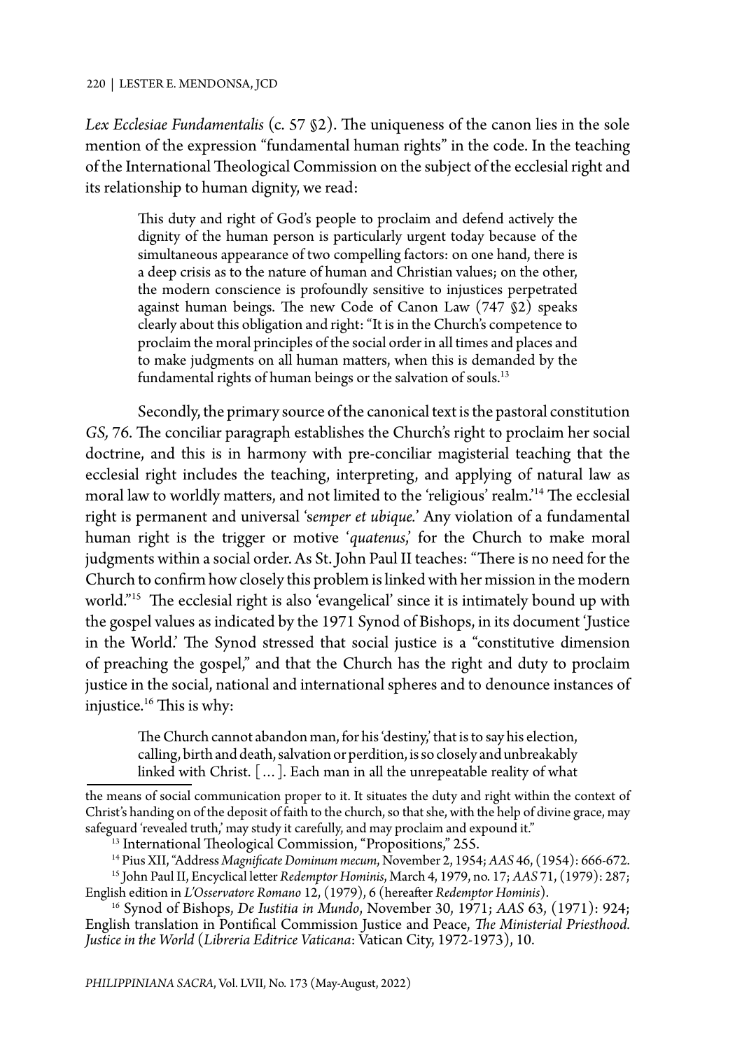*Lex Ecclesiae Fundamentalis* (c. 57 §2). The uniqueness of the canon lies in the sole mention of the expression "fundamental human rights" in the code. In the teaching of the International Theological Commission on the subject of the ecclesial right and its relationship to human dignity, we read:

> This duty and right of God's people to proclaim and defend actively the dignity of the human person is particularly urgent today because of the simultaneous appearance of two compelling factors: on one hand, there is a deep crisis as to the nature of human and Christian values; on the other, the modern conscience is profoundly sensitive to injustices perpetrated against human beings. The new Code of Canon Law (747 §2) speaks clearly about this obligation and right: "It is in the Church's competence to proclaim the moral principles of the social order in all times and places and to make judgments on all human matters, when this is demanded by the fundamental rights of human beings or the salvation of souls.[13]

Secondly, the primary source of the canonical text is the pastoral constitution *GS,* 76. The conciliar paragraph establishes the Church's right to proclaim her social doctrine, and this is in harmony with pre-conciliar magisterial teaching that the ecclesial right includes the teaching, interpreting, and applying of natural law as moral law to worldly matters, and not limited to the 'religious' realm.'[14] The ecclesial right is permanent and universal '*semper et ubique.*' Any violation of a fundamental human right is the trigger or motive '*quatenus*,' for the Church to make moral judgments within a social order. As St. John Paul II teaches: "There is no need for the Church to confirm how closely this problem is linked with her mission in the modern world."[15] The ecclesial right is also 'evangelical' since it is intimately bound up with the gospel values as indicated by the 1971 Synod of Bishops, in its document 'Justice in the World.' The Synod stressed that social justice is a "constitutive dimension of preaching the gospel," and that the Church has the right and duty to proclaim justice in the social, national and international spheres and to denounce instances of injustice.[16] This is why:

> The Church cannot abandon man, for his 'destiny,' that is to say his election, calling, birth and death, salvation or perdition, is so closely and unbreakably linked with Christ. [...]. Each man in all the unrepeatable reality of what

---

the means of social communication proper to it. It situates the duty and right within the context of Christ's handing on of the deposit of faith to the church, so that she, with the help of divine grace, may safeguard 'revealed truth,' may study it carefully, and may proclaim and expound it."

[13] International Theological Commission, "Propositions," 255.

[14] Pius XII, "Address *Magnificate Dominum mecum*, November 2, 1954; *AAS* 46, (1954): 666-672.

[15] John Paul II, Encyclical letter *Redemptor Hominis*, March 4, 1979, no. 17; *AAS* 71, (1979): 287; English edition in *L'Osservatore Romano* 12, (1979), 6 (hereafter *Redemptor Hominis*).

[16] Synod of Bishops, *De Iustitia in Mundo*, November 30, 1971; *AAS* 63, (1971): 924; English translation in Pontifical Commission Justice and Peace, *The Ministerial Priesthood. Justice in the World* (*Libreria Editrice Vaticana*: Vatican City, 1972-1973), 10.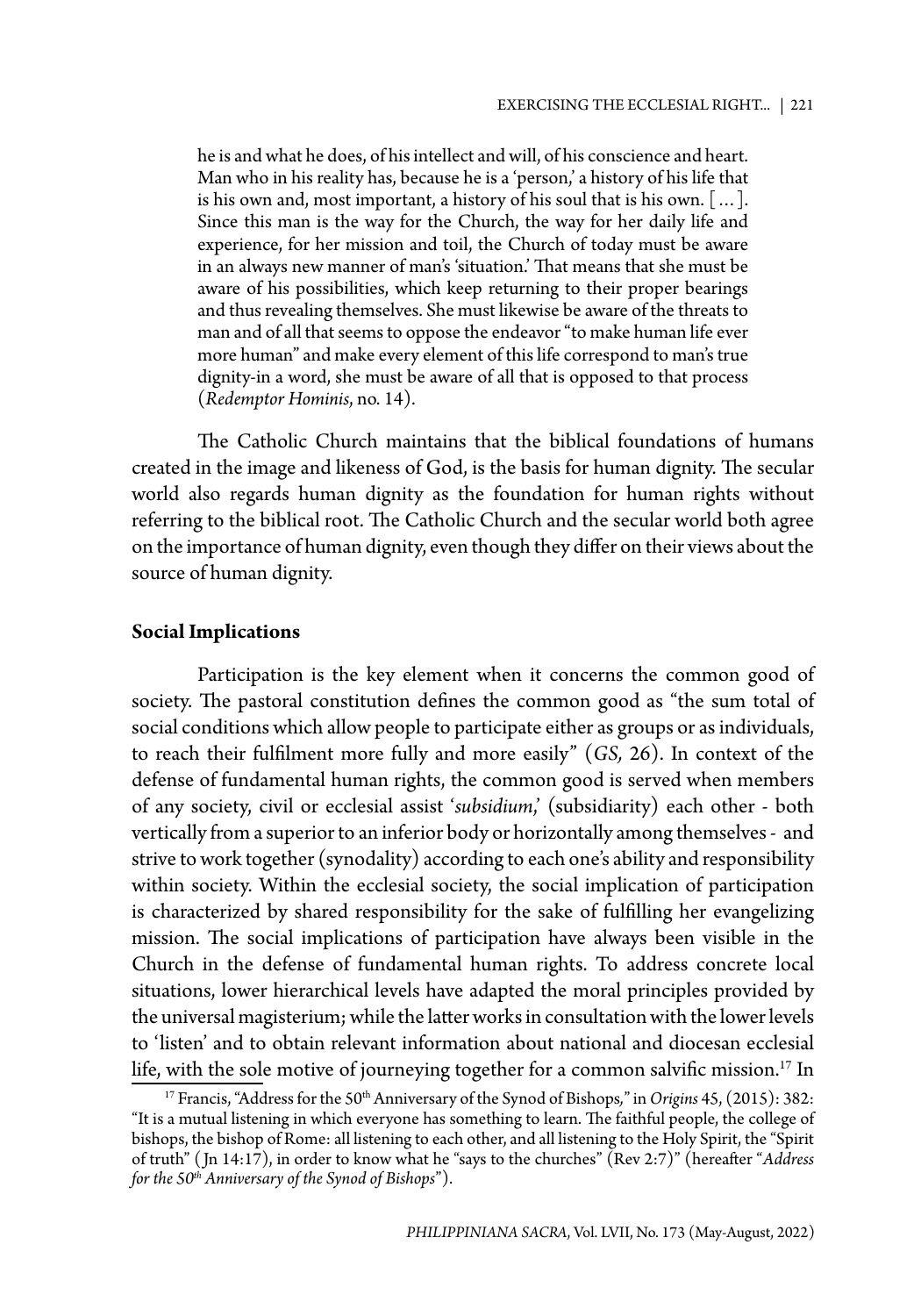> he is and what he does, of his intellect and will, of his conscience and heart. Man who in his reality has, because he is a 'person,' a history of his life that is his own and, most important, a history of his soul that is his own. [ ... ]. Since this man is the way for the Church, the way for her daily life and experience, for her mission and toil, the Church of today must be aware in an always new manner of man's 'situation.' That means that she must be aware of his possibilities, which keep returning to their proper bearings and thus revealing themselves. She must likewise be aware of the threats to man and of all that seems to oppose the endeavor "to make human life ever more human" and make every element of this life correspond to man's true dignity-in a word, she must be aware of all that is opposed to that process (*Redemptor Hominis*, no. 14).

The Catholic Church maintains that the biblical foundations of humans created in the image and likeness of God, is the basis for human dignity. The secular world also regards human dignity as the foundation for human rights without referring to the biblical root. The Catholic Church and the secular world both agree on the importance of human dignity, even though they differ on their views about the source of human dignity.

**Social Implications**

Participation is the key element when it concerns the common good of society. The pastoral constitution defines the common good as "the sum total of social conditions which allow people to participate either as groups or as individuals, to reach their fulfilment more fully and more easily" (*GS,* 26). In context of the defense of fundamental human rights, the common good is served when members of any society, civil or ecclesial assist '*subsidium*,' (subsidiarity) each other - both vertically from a superior to an inferior body or horizontally among themselves - and strive to work together (synodality) according to each one's ability and responsibility within society. Within the ecclesial society, the social implication of participation is characterized by shared responsibility for the sake of fulfilling her evangelizing mission. The social implications of participation have always been visible in the Church in the defense of fundamental human rights. To address concrete local situations, lower hierarchical levels have adapted the moral principles provided by the universal magisterium; while the latter works in consultation with the lower levels to 'listen' and to obtain relevant information about national and diocesan ecclesial life, with the sole motive of journeying together for a common salvific mission.[17] In

[17] Francis, "Address for the 50th Anniversary of the Synod of Bishops," in *Origins* 45, (2015): 382: "It is a mutual listening in which everyone has something to learn. The faithful people, the college of bishops, the bishop of Rome: all listening to each other, and all listening to the Holy Spirit, the "Spirit of truth" (Jn 14:17), in order to know what he "says to the churches" (Rev 2:7)" (hereafter "*Address for the 50th Anniversary of the Synod of Bishops*").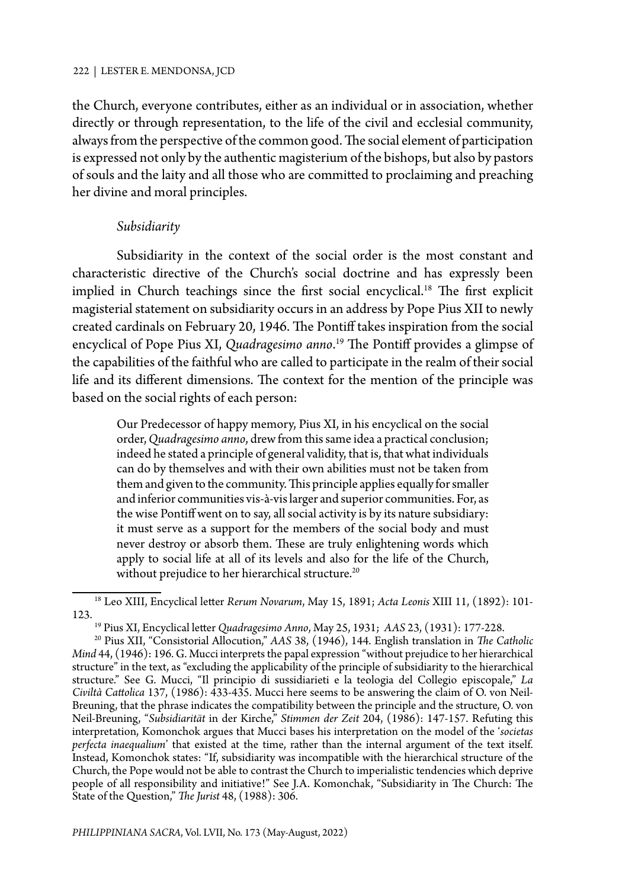the Church, everyone contributes, either as an individual or in association, whether directly or through representation, to the life of the civil and ecclesial community, always from the perspective of the common good. The social element of participation is expressed not only by the authentic magisterium of the bishops, but also by pastors of souls and the laity and all those who are committed to proclaiming and preaching her divine and moral principles.

### *Subsidiarity*

Subsidiarity in the context of the social order is the most constant and characteristic directive of the Church's social doctrine and has expressly been implied in Church teachings since the first social encyclical.[18] The first explicit magisterial statement on subsidiarity occurs in an address by Pope Pius XII to newly created cardinals on February 20, 1946. The Pontiff takes inspiration from the social encyclical of Pope Pius XI, *Quadragesimo anno*.[19] The Pontiff provides a glimpse of the capabilities of the faithful who are called to participate in the realm of their social life and its different dimensions. The context for the mention of the principle was based on the social rights of each person:

> Our Predecessor of happy memory, Pius XI, in his encyclical on the social order, *Quadragesimo anno*, drew from this same idea a practical conclusion; indeed he stated a principle of general validity, that is, that what individuals can do by themselves and with their own abilities must not be taken from them and given to the community. This principle applies equally for smaller and inferior communities vis-à-vis larger and superior communities. For, as the wise Pontiff went on to say, all social activity is by its nature subsidiary: it must serve as a support for the members of the social body and must never destroy or absorb them. These are truly enlightening words which apply to social life at all of its levels and also for the life of the Church, without prejudice to her hierarchical structure.[20]

---

[18] Leo XIII, Encyclical letter *Rerum Novarum*, May 15, 1891; *Acta Leonis* XIII 11, (1892): 101-123.

[19] Pius XI, Encyclical letter *Quadragesimo Anno*, May 25, 1931; *AAS* 23, (1931): 177-228.

[20] Pius XII, "Consistorial Allocution," *AAS* 38, (1946), 144. English translation in *The Catholic Mind* 44, (1946): 196. G. Mucci interprets the papal expression "without prejudice to her hierarchical structure" in the text, as "excluding the applicability of the principle of subsidiarity to the hierarchical structure." See G. Mucci, "Il principio di sussidiarieti e la teologia del Collegio episcopale," *La Civiltà Cattolica* 137, (1986): 433-435. Mucci here seems to be answering the claim of O. von Neil-Breuning, that the phrase indicates the compatibility between the principle and the structure, O. von Neil-Breuning, "*Subsidiarität* in der Kirche," *Stimmen der Zeit* 204, (1986): 147-157. Refuting this interpretation, Komonchok argues that Mucci bases his interpretation on the model of the '*societas perfecta inaequalium*' that existed at the time, rather than the internal argument of the text itself. Instead, Komonchok states: "If, subsidiarity was incompatible with the hierarchical structure of the Church, the Pope would not be able to contrast the Church to imperialistic tendencies which deprive people of all responsibility and initiative!" See J.A. Komonchak, "Subsidiarity in The Church: The State of the Question," *The Jurist* 48, (1988): 306.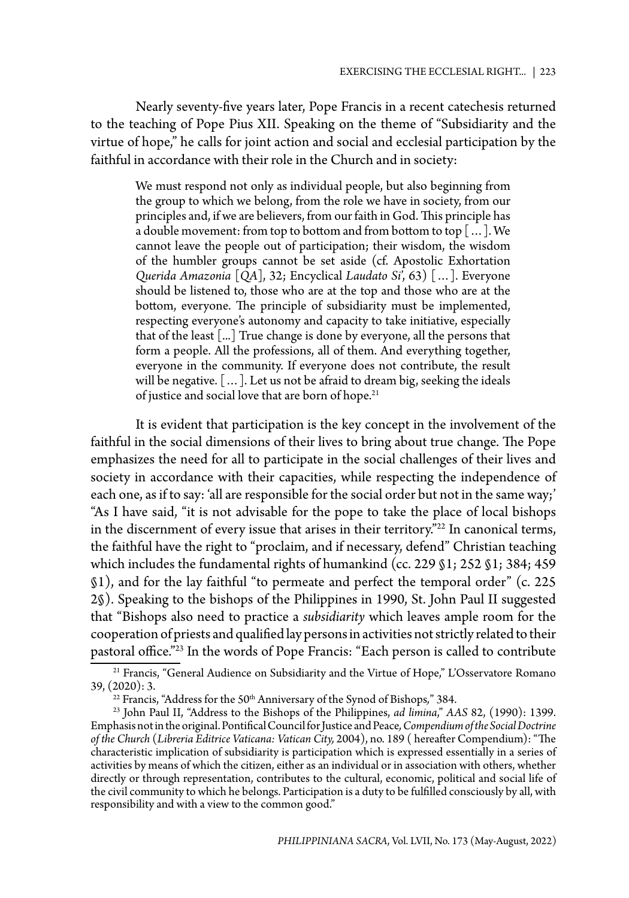Nearly seventy-five years later, Pope Francis in a recent catechesis returned to the teaching of Pope Pius XII. Speaking on the theme of "Subsidiarity and the virtue of hope," he calls for joint action and social and ecclesial participation by the faithful in accordance with their role in the Church and in society:

> We must respond not only as individual people, but also beginning from the group to which we belong, from the role we have in society, from our principles and, if we are believers, from our faith in God. This principle has a double movement: from top to bottom and from bottom to top [ … ]. We cannot leave the people out of participation; their wisdom, the wisdom of the humbler groups cannot be set aside (cf. Apostolic Exhortation *Querida Amazonia* [*QA*], 32; Encyclical *Laudato Si'*, 63) [ … ]. Everyone should be listened to, those who are at the top and those who are at the bottom, everyone. The principle of subsidiarity must be implemented, respecting everyone's autonomy and capacity to take initiative, especially that of the least [...] True change is done by everyone, all the persons that form a people. All the professions, all of them. And everything together, everyone in the community. If everyone does not contribute, the result will be negative. [ … ]. Let us not be afraid to dream big, seeking the ideals of justice and social love that are born of hope.[21]

It is evident that participation is the key concept in the involvement of the faithful in the social dimensions of their lives to bring about true change. The Pope emphasizes the need for all to participate in the social challenges of their lives and society in accordance with their capacities, while respecting the independence of each one, as if to say: 'all are responsible for the social order but not in the same way;' "As I have said, "it is not advisable for the pope to take the place of local bishops in the discernment of every issue that arises in their territory."[22] In canonical terms, the faithful have the right to "proclaim, and if necessary, defend" Christian teaching which includes the fundamental rights of humankind (cc. 229 §1; 252 §1; 384; 459 §1), and for the lay faithful "to permeate and perfect the temporal order" (c. 225 2§). Speaking to the bishops of the Philippines in 1990, St. John Paul II suggested that "Bishops also need to practice a *subsidiarity* which leaves ample room for the cooperation of priests and qualified lay persons in activities not strictly related to their pastoral office."[23] In the words of Pope Francis: "Each person is called to contribute

---

[21] Francis, "General Audience on Subsidiarity and the Virtue of Hope," L'Osservatore Romano 39, (2020): 3.

[22] Francis, "Address for the 50th Anniversary of the Synod of Bishops," 384.

[23] John Paul II, "Address to the Bishops of the Philippines, *ad limina*," *AAS* 82, (1990): 1399. Emphasis not in the original. Pontifical Council for Justice and Peace, *Compendium of the Social Doctrine of the Church* (*Libreria Editrice Vaticana: Vatican City,* 2004), no. 189 ( hereafter Compendium): "The characteristic implication of subsidiarity is participation which is expressed essentially in a series of activities by means of which the citizen, either as an individual or in association with others, whether directly or through representation, contributes to the cultural, economic, political and social life of the civil community to which he belongs. Participation is a duty to be fulfilled consciously by all, with responsibility and with a view to the common good."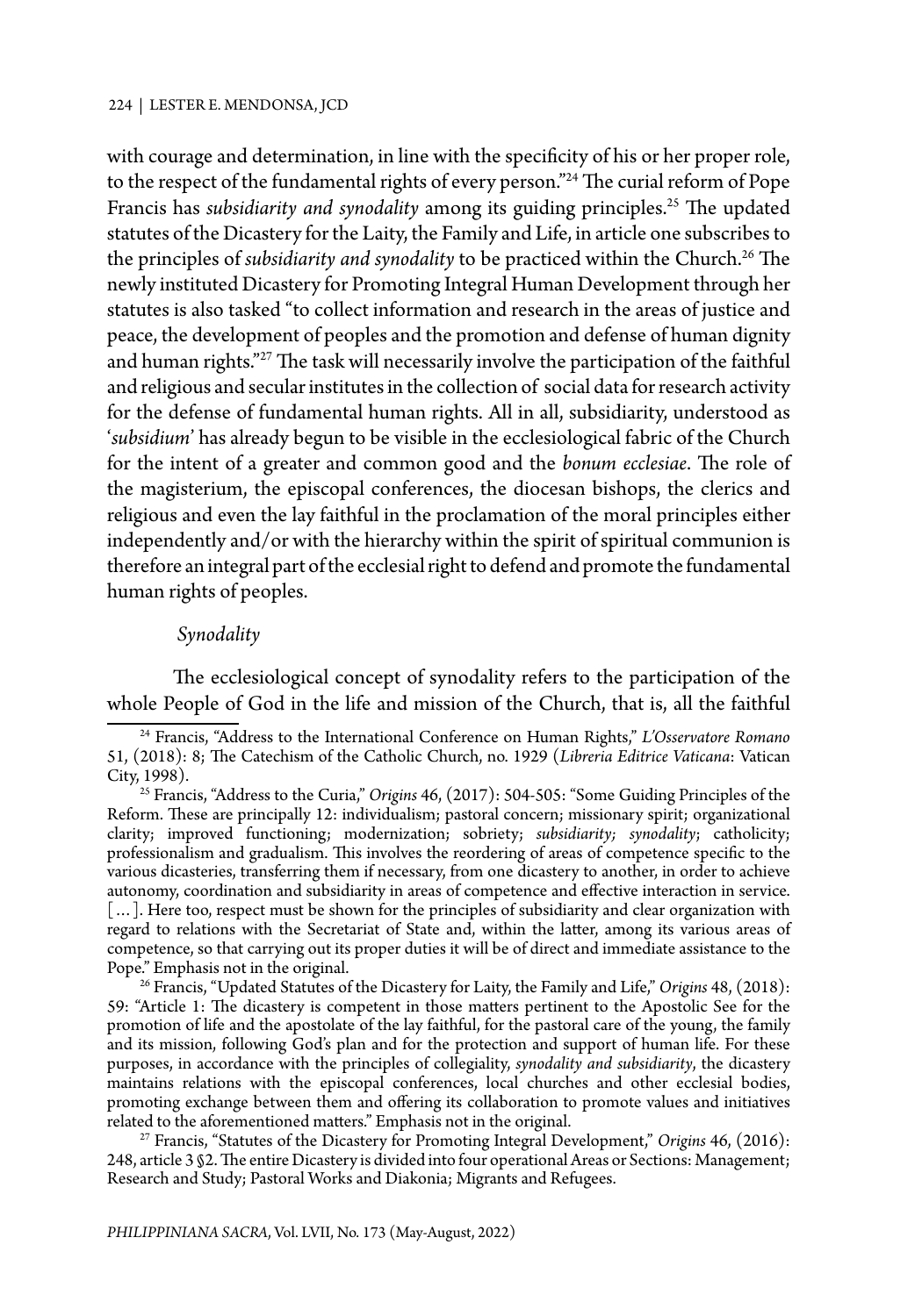with courage and determination, in line with the specificity of his or her proper role, to the respect of the fundamental rights of every person."[24] The curial reform of Pope Francis has *subsidiarity and synodality* among its guiding principles.[25] The updated statutes of the Dicastery for the Laity, the Family and Life, in article one subscribes to the principles of *subsidiarity and synodality* to be practiced within the Church.[26] The newly instituted Dicastery for Promoting Integral Human Development through her statutes is also tasked "to collect information and research in the areas of justice and peace, the development of peoples and the promotion and defense of human dignity and human rights."[27] The task will necessarily involve the participation of the faithful and religious and secular institutes in the collection of social data for research activity for the defense of fundamental human rights. All in all, subsidiarity, understood as '*subsidium*' has already begun to be visible in the ecclesiological fabric of the Church for the intent of a greater and common good and the *bonum ecclesiae*. The role of the magisterium, the episcopal conferences, the diocesan bishops, the clerics and religious and even the lay faithful in the proclamation of the moral principles either independently and/or with the hierarchy within the spirit of spiritual communion is therefore an integral part of the ecclesial right to defend and promote the fundamental human rights of peoples.

*Synodality*

The ecclesiological concept of synodality refers to the participation of the whole People of God in the life and mission of the Church, that is, all the faithful

---

[24] Francis, "Address to the International Conference on Human Rights," *L'Osservatore Romano* 51, (2018): 8; The Catechism of the Catholic Church, no. 1929 (*Libreria Editrice Vaticana*: Vatican City, 1998).

[25] Francis, "Address to the Curia," *Origins* 46, (2017): 504-505: "Some Guiding Principles of the Reform. These are principally 12: individualism; pastoral concern; missionary spirit; organizational clarity; improved functioning; modernization; sobriety; *subsidiarity*; *synodality*; catholicity; professionalism and gradualism. This involves the reordering of areas of competence specific to the various dicasteries, transferring them if necessary, from one dicastery to another, in order to achieve autonomy, coordination and subsidiarity in areas of competence and effective interaction in service. [...]. Here too, respect must be shown for the principles of subsidiarity and clear organization with regard to relations with the Secretariat of State and, within the latter, among its various areas of competence, so that carrying out its proper duties it will be of direct and immediate assistance to the Pope." Emphasis not in the original.

[26] Francis, "Updated Statutes of the Dicastery for Laity, the Family and Life," *Origins* 48, (2018): 59: "Article 1: The dicastery is competent in those matters pertinent to the Apostolic See for the promotion of life and the apostolate of the lay faithful, for the pastoral care of the young, the family and its mission, following God's plan and for the protection and support of human life. For these purposes, in accordance with the principles of collegiality, *synodality and subsidiarity*, the dicastery maintains relations with the episcopal conferences, local churches and other ecclesial bodies, promoting exchange between them and offering its collaboration to promote values and initiatives related to the aforementioned matters." Emphasis not in the original.

[27] Francis, "Statutes of the Dicastery for Promoting Integral Development," *Origins* 46, (2016): 248, article 3 §2. The entire Dicastery is divided into four operational Areas or Sections: Management; Research and Study; Pastoral Works and Diakonia; Migrants and Refugees.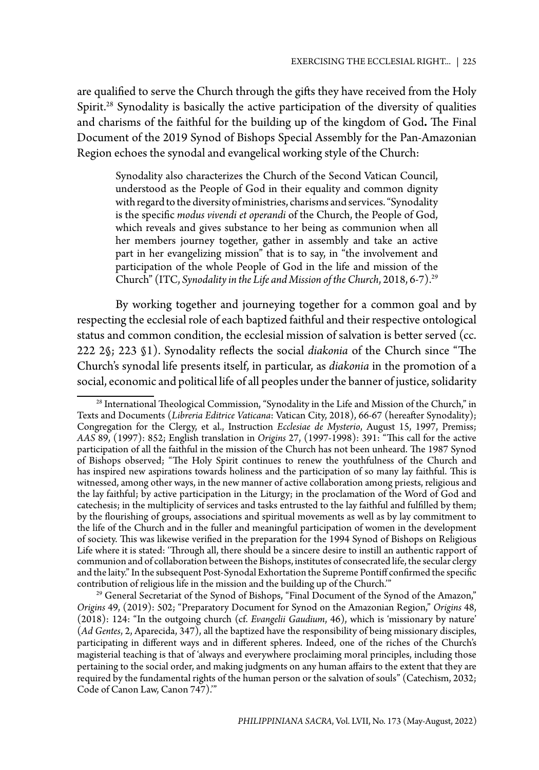are qualified to serve the Church through the gifts they have received from the Holy Spirit.[28] Synodality is basically the active participation of the diversity of qualities and charisms of the faithful for the building up of the kingdom of God**.** The Final Document of the 2019 Synod of Bishops Special Assembly for the Pan-Amazonian Region echoes the synodal and evangelical working style of the Church:

> Synodality also characterizes the Church of the Second Vatican Council, understood as the People of God in their equality and common dignity with regard to the diversity of ministries, charisms and services. "Synodality is the specific *modus vivendi et operandi* of the Church, the People of God, which reveals and gives substance to her being as communion when all her members journey together, gather in assembly and take an active part in her evangelizing mission" that is to say, in "the involvement and participation of the whole People of God in the life and mission of the Church" (ITC, *Synodality in the Life and Mission of the Church*, 2018, 6-7).[29]

By working together and journeying together for a common goal and by respecting the ecclesial role of each baptized faithful and their respective ontological status and common condition, the ecclesial mission of salvation is better served (cc. 222 2§; 223 §1). Synodality reflects the social *diakonia* of the Church since "The Church's synodal life presents itself, in particular, as *diakonia* in the promotion of a social, economic and political life of all peoples under the banner of justice, solidarity

---

[28] International Theological Commission, "Synodality in the Life and Mission of the Church," in Texts and Documents (*Libreria Editrice Vaticana*: Vatican City, 2018), 66-67 (hereafter Synodality); Congregation for the Clergy, et al., Instruction *Ecclesiae de Mysterio*, August 15, 1997, Premiss; *AAS* 89, (1997): 852; English translation in *Origins* 27, (1997-1998): 391: "This call for the active participation of all the faithful in the mission of the Church has not been unheard. The 1987 Synod of Bishops observed; "The Holy Spirit continues to renew the youthfulness of the Church and has inspired new aspirations towards holiness and the participation of so many lay faithful. This is witnessed, among other ways, in the new manner of active collaboration among priests, religious and the lay faithful; by active participation in the Liturgy; in the proclamation of the Word of God and catechesis; in the multiplicity of services and tasks entrusted to the lay faithful and fulfilled by them; by the flourishing of groups, associations and spiritual movements as well as by lay commitment to the life of the Church and in the fuller and meaningful participation of women in the development of society. This was likewise verified in the preparation for the 1994 Synod of Bishops on Religious Life where it is stated: 'Through all, there should be a sincere desire to instill an authentic rapport of communion and of collaboration between the Bishops, institutes of consecrated life, the secular clergy and the laity." In the subsequent Post-Synodal Exhortation the Supreme Pontiff confirmed the specific contribution of religious life in the mission and the building up of the Church.'"

[29] General Secretariat of the Synod of Bishops, "Final Document of the Synod of the Amazon," *Origins* 49, (2019): 502; "Preparatory Document for Synod on the Amazonian Region," *Origins* 48, (2018): 124: "In the outgoing church (cf. *Evangelii Gaudium*, 46), which is 'missionary by nature' (*Ad Gentes*, 2, Aparecida, 347), all the baptized have the responsibility of being missionary disciples, participating in different ways and in different spheres. Indeed, one of the riches of the Church's magisterial teaching is that of 'always and everywhere proclaiming moral principles, including those pertaining to the social order, and making judgments on any human affairs to the extent that they are required by the fundamental rights of the human person or the salvation of souls" (Catechism, 2032; Code of Canon Law, Canon 747).'"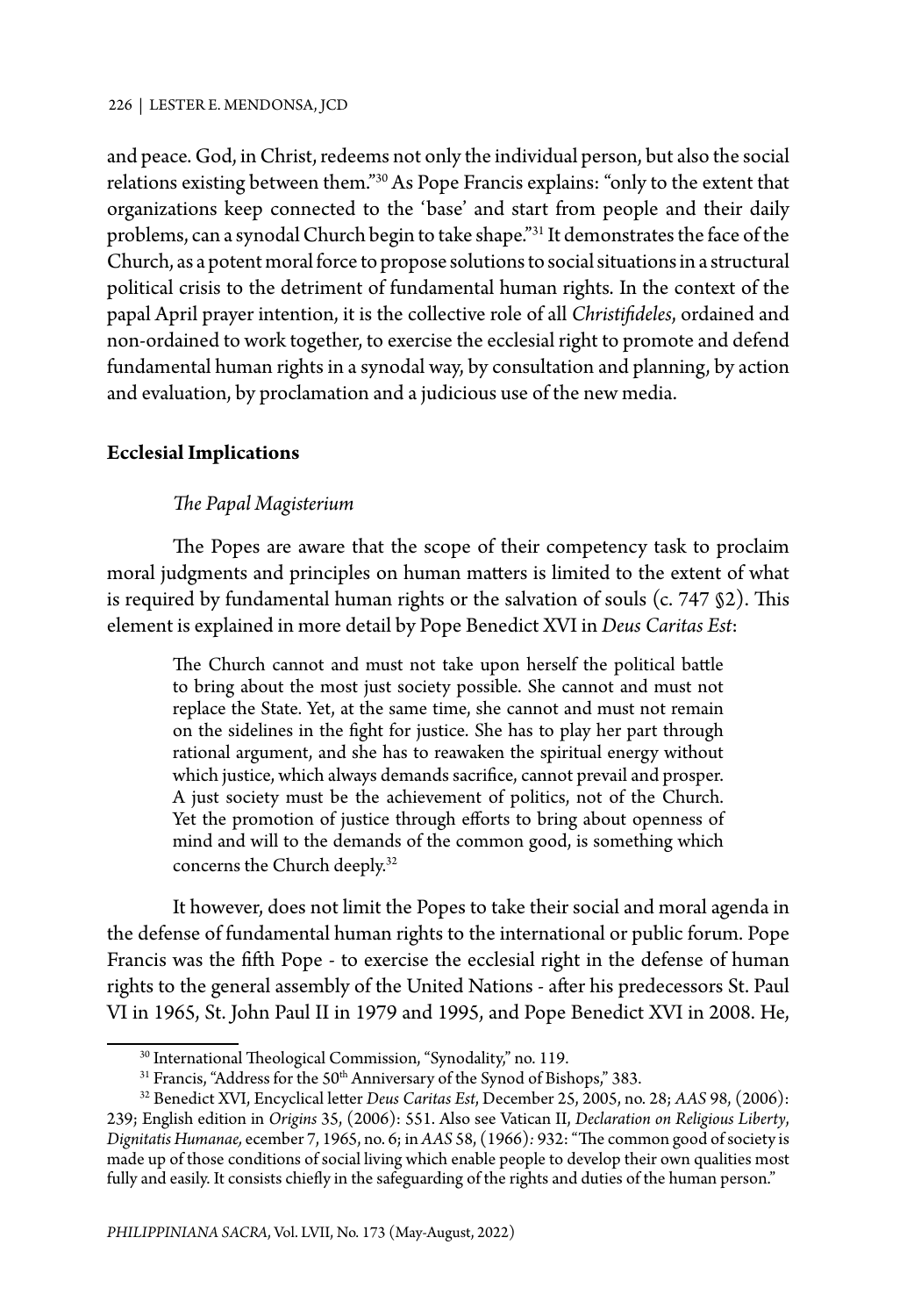and peace. God, in Christ, redeems not only the individual person, but also the social relations existing between them."[30] As Pope Francis explains: "only to the extent that organizations keep connected to the 'base' and start from people and their daily problems, can a synodal Church begin to take shape."[31] It demonstrates the face of the Church, as a potent moral force to propose solutions to social situations in a structural political crisis to the detriment of fundamental human rights. In the context of the papal April prayer intention, it is the collective role of all *Christifideles*, ordained and non-ordained to work together, to exercise the ecclesial right to promote and defend fundamental human rights in a synodal way, by consultation and planning, by action and evaluation, by proclamation and a judicious use of the new media.

## Ecclesial Implications

### *The Papal Magisterium*

The Popes are aware that the scope of their competency task to proclaim moral judgments and principles on human matters is limited to the extent of what is required by fundamental human rights or the salvation of souls (c. 747 §2). This element is explained in more detail by Pope Benedict XVI in *Deus Caritas Est*:

> The Church cannot and must not take upon herself the political battle to bring about the most just society possible. She cannot and must not replace the State. Yet, at the same time, she cannot and must not remain on the sidelines in the fight for justice. She has to play her part through rational argument, and she has to reawaken the spiritual energy without which justice, which always demands sacrifice, cannot prevail and prosper. A just society must be the achievement of politics, not of the Church. Yet the promotion of justice through efforts to bring about openness of mind and will to the demands of the common good, is something which concerns the Church deeply.[32]

It however, does not limit the Popes to take their social and moral agenda in the defense of fundamental human rights to the international or public forum. Pope Francis was the fifth Pope - to exercise the ecclesial right in the defense of human rights to the general assembly of the United Nations - after his predecessors St. Paul VI in 1965, St. John Paul II in 1979 and 1995, and Pope Benedict XVI in 2008. He,

---

[30] International Theological Commission, "Synodality," no. 119.

[31] Francis, "Address for the 50th Anniversary of the Synod of Bishops," 383.

[32] Benedict XVI, Encyclical letter *Deus Caritas Est*, December 25, 2005, no. 28; *AAS* 98, (2006): 239; English edition in *Origins* 35, (2006): 551. Also see Vatican II, *Declaration on Religious Liberty*, *Dignitatis Humanae,* ecember 7, 1965, no. 6; in *AAS* 58, (1966)*:* 932: "The common good of society is made up of those conditions of social living which enable people to develop their own qualities most fully and easily. It consists chiefly in the safeguarding of the rights and duties of the human person."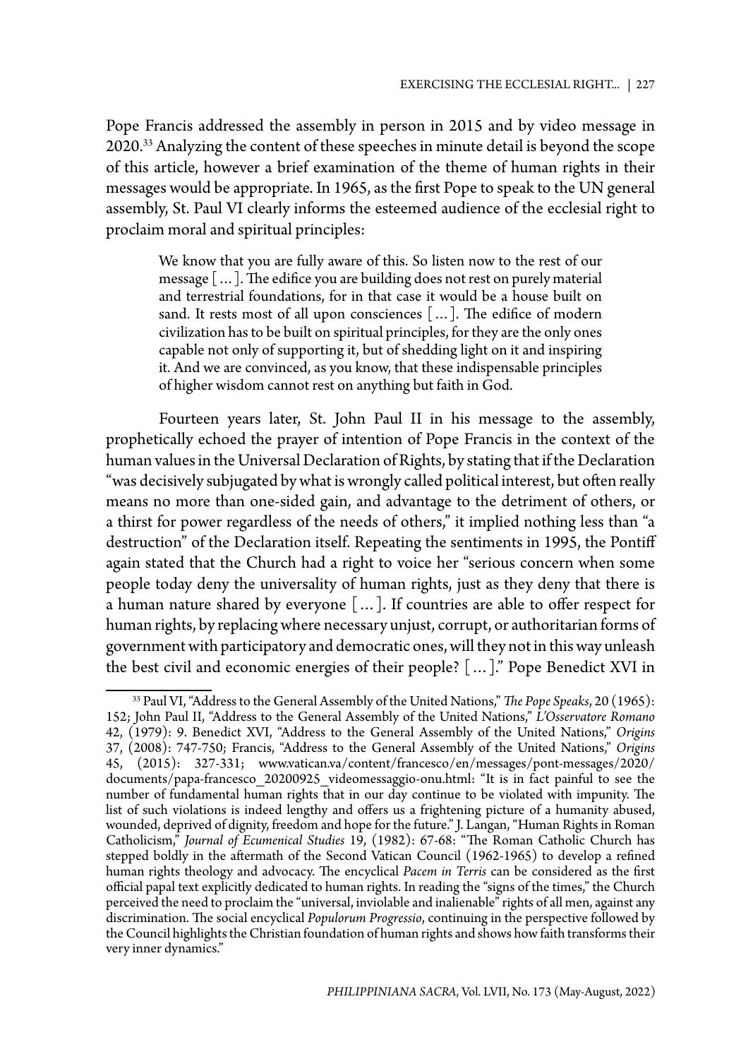Pope Francis addressed the assembly in person in 2015 and by video message in 2020.[33] Analyzing the content of these speeches in minute detail is beyond the scope of this article, however a brief examination of the theme of human rights in their messages would be appropriate. In 1965, as the first Pope to speak to the UN general assembly, St. Paul VI clearly informs the esteemed audience of the ecclesial right to proclaim moral and spiritual principles:

> We know that you are fully aware of this. So listen now to the rest of our message [...]. The edifice you are building does not rest on purely material and terrestrial foundations, for in that case it would be a house built on sand. It rests most of all upon consciences [...]. The edifice of modern civilization has to be built on spiritual principles, for they are the only ones capable not only of supporting it, but of shedding light on it and inspiring it. And we are convinced, as you know, that these indispensable principles of higher wisdom cannot rest on anything but faith in God.

Fourteen years later, St. John Paul II in his message to the assembly, prophetically echoed the prayer of intention of Pope Francis in the context of the human values in the Universal Declaration of Rights, by stating that if the Declaration "was decisively subjugated by what is wrongly called political interest, but often really means no more than one-sided gain, and advantage to the detriment of others, or a thirst for power regardless of the needs of others," it implied nothing less than "a destruction" of the Declaration itself. Repeating the sentiments in 1995, the Pontiff again stated that the Church had a right to voice her "serious concern when some people today deny the universality of human rights, just as they deny that there is a human nature shared by everyone [...]. If countries are able to offer respect for human rights, by replacing where necessary unjust, corrupt, or authoritarian forms of government with participatory and democratic ones, will they not in this way unleash the best civil and economic energies of their people? [...]." Pope Benedict XVI in

---

[33] Paul VI, "Address to the General Assembly of the United Nations," *The Pope Speaks*, 20 (1965): 152; John Paul II, "Address to the General Assembly of the United Nations," *L'Osservatore Romano* 42, (1979): 9. Benedict XVI, "Address to the General Assembly of the United Nations," *Origins* 37, (2008): 747-750; Francis, "Address to the General Assembly of the United Nations," *Origins* 45, (2015): 327-331; www.vatican.va/content/francesco/en/messages/pont-messages/2020/documents/papa-francesco_20200925_videomessaggio-onu.html: "It is in fact painful to see the number of fundamental human rights that in our day continue to be violated with impunity. The list of such violations is indeed lengthy and offers us a frightening picture of a humanity abused, wounded, deprived of dignity, freedom and hope for the future." J. Langan, "Human Rights in Roman Catholicism," *Journal of Ecumenical Studies* 19, (1982): 67-68: "The Roman Catholic Church has stepped boldly in the aftermath of the Second Vatican Council (1962-1965) to develop a refined human rights theology and advocacy. The encyclical *Pacem in Terris* can be considered as the first official papal text explicitly dedicated to human rights. In reading the "signs of the times," the Church perceived the need to proclaim the "universal, inviolable and inalienable" rights of all men, against any discrimination. The social encyclical *Populorum Progressio*, continuing in the perspective followed by the Council highlights the Christian foundation of human rights and shows how faith transforms their very inner dynamics."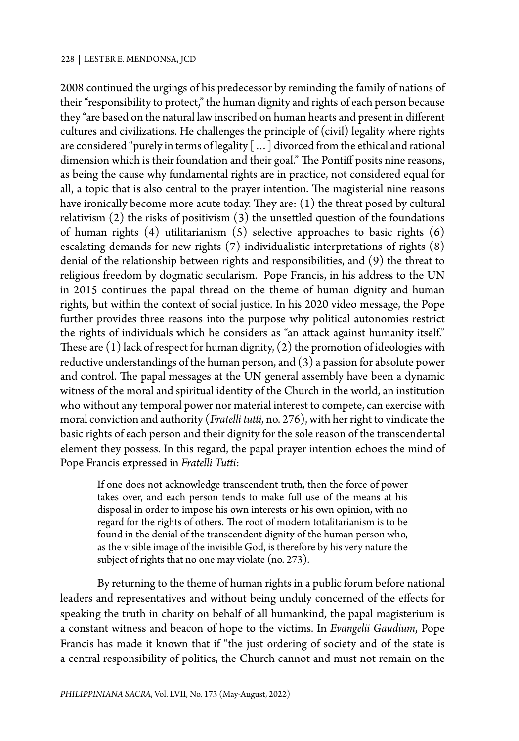2008 continued the urgings of his predecessor by reminding the family of nations of their "responsibility to protect," the human dignity and rights of each person because they "are based on the natural law inscribed on human hearts and present in different cultures and civilizations. He challenges the principle of (civil) legality where rights are considered "purely in terms of legality [ … ] divorced from the ethical and rational dimension which is their foundation and their goal." The Pontiff posits nine reasons, as being the cause why fundamental rights are in practice, not considered equal for all, a topic that is also central to the prayer intention. The magisterial nine reasons have ironically become more acute today. They are: (1) the threat posed by cultural relativism (2) the risks of positivism (3) the unsettled question of the foundations of human rights (4) utilitarianism (5) selective approaches to basic rights (6) escalating demands for new rights (7) individualistic interpretations of rights (8) denial of the relationship between rights and responsibilities, and (9) the threat to religious freedom by dogmatic secularism. Pope Francis, in his address to the UN in 2015 continues the papal thread on the theme of human dignity and human rights, but within the context of social justice. In his 2020 video message, the Pope further provides three reasons into the purpose why political autonomies restrict the rights of individuals which he considers as "an attack against humanity itself." These are (1) lack of respect for human dignity, (2) the promotion of ideologies with reductive understandings of the human person, and (3) a passion for absolute power and control. The papal messages at the UN general assembly have been a dynamic witness of the moral and spiritual identity of the Church in the world, an institution who without any temporal power nor material interest to compete, can exercise with moral conviction and authority (*Fratelli tutti,* no. 276), with her right to vindicate the basic rights of each person and their dignity for the sole reason of the transcendental element they possess. In this regard, the papal prayer intention echoes the mind of Pope Francis expressed in *Fratelli Tutti*:

> If one does not acknowledge transcendent truth, then the force of power takes over, and each person tends to make full use of the means at his disposal in order to impose his own interests or his own opinion, with no regard for the rights of others. The root of modern totalitarianism is to be found in the denial of the transcendent dignity of the human person who, as the visible image of the invisible God, is therefore by his very nature the subject of rights that no one may violate (no. 273).

By returning to the theme of human rights in a public forum before national leaders and representatives and without being unduly concerned of the effects for speaking the truth in charity on behalf of all humankind, the papal magisterium is a constant witness and beacon of hope to the victims. In *Evangelii Gaudium*, Pope Francis has made it known that if "the just ordering of society and of the state is a central responsibility of politics, the Church cannot and must not remain on the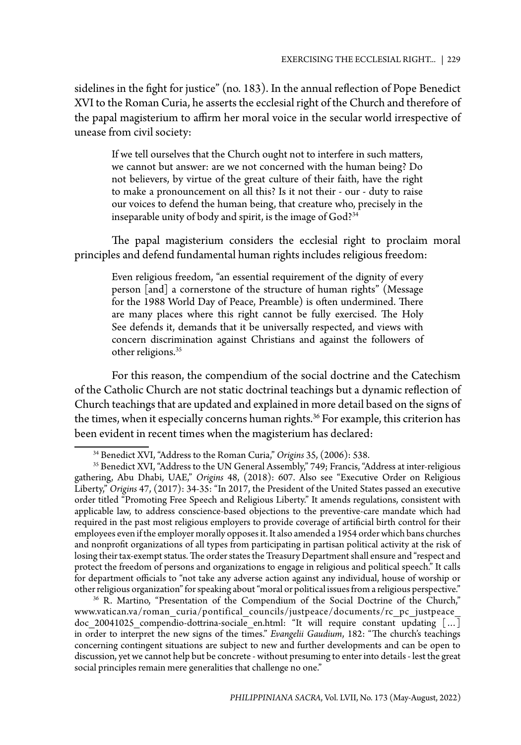sidelines in the fight for justice" (no. 183). In the annual reflection of Pope Benedict XVI to the Roman Curia, he asserts the ecclesial right of the Church and therefore of the papal magisterium to affirm her moral voice in the secular world irrespective of unease from civil society:

> If we tell ourselves that the Church ought not to interfere in such matters, we cannot but answer: are we not concerned with the human being? Do not believers, by virtue of the great culture of their faith, have the right to make a pronouncement on all this? Is it not their - our - duty to raise our voices to defend the human being, that creature who, precisely in the inseparable unity of body and spirit, is the image of God?[34]

The papal magisterium considers the ecclesial right to proclaim moral principles and defend fundamental human rights includes religious freedom:

> Even religious freedom, "an essential requirement of the dignity of every person [and] a cornerstone of the structure of human rights" (Message for the 1988 World Day of Peace, Preamble) is often undermined. There are many places where this right cannot be fully exercised. The Holy See defends it, demands that it be universally respected, and views with concern discrimination against Christians and against the followers of other religions.[35]

For this reason, the compendium of the social doctrine and the Catechism of the Catholic Church are not static doctrinal teachings but a dynamic reflection of Church teachings that are updated and explained in more detail based on the signs of the times, when it especially concerns human rights.[36] For example, this criterion has been evident in recent times when the magisterium has declared:

---

[34] Benedict XVI, "Address to the Roman Curia," *Origins* 35, (2006): 538.

[35] Benedict XVI, "Address to the UN General Assembly," 749; Francis, "Address at inter-religious gathering, Abu Dhabi, UAE," *Origins* 48, (2018): 607. Also see "Executive Order on Religious Liberty," *Origins* 47, (2017): 34-35: "In 2017, the President of the United States passed an executive order titled "Promoting Free Speech and Religious Liberty." It amends regulations, consistent with applicable law, to address conscience-based objections to the preventive-care mandate which had required in the past most religious employers to provide coverage of artificial birth control for their employees even if the employer morally opposes it. It also amended a 1954 order which bans churches and nonprofit organizations of all types from participating in partisan political activity at the risk of losing their tax-exempt status. The order states the Treasury Department shall ensure and "respect and protect the freedom of persons and organizations to engage in religious and political speech." It calls for department officials to "not take any adverse action against any individual, house of worship or other religious organization" for speaking about "moral or political issues from a religious perspective."

[36] R. Martino, "Presentation of the Compendium of the Social Doctrine of the Church," www.vatican.va/roman_curia/pontifical_councils/justpeace/documents/rc_pc_justpeace_doc_20041025_compendio-dottrina-sociale_en.html: "It will require constant updating [...] in order to interpret the new signs of the times." *Evangelii Gaudium*, 182: "The church's teachings concerning contingent situations are subject to new and further developments and can be open to discussion, yet we cannot help but be concrete - without presuming to enter into details - lest the great social principles remain mere generalities that challenge no one."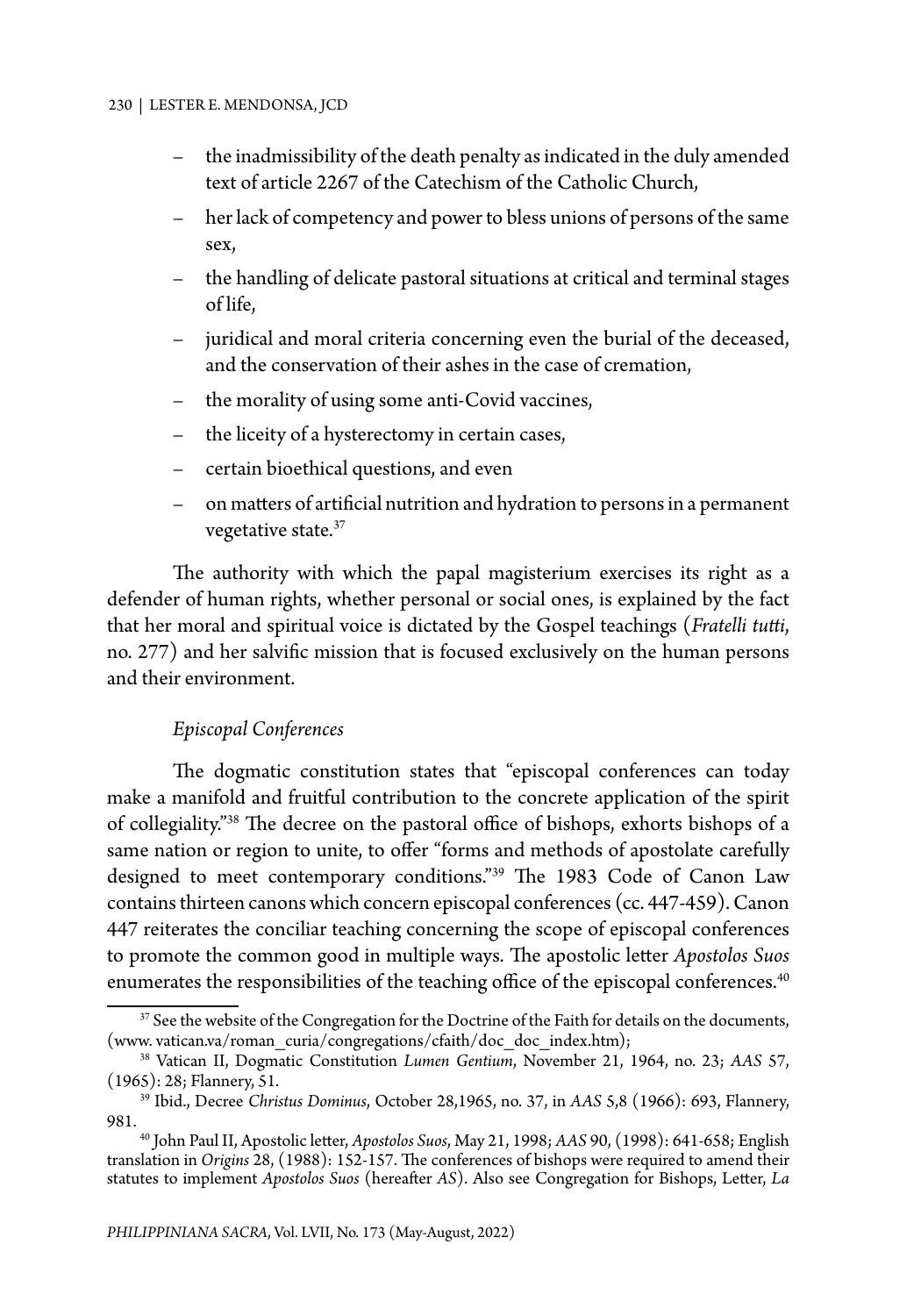- the inadmissibility of the death penalty as indicated in the duly amended text of article 2267 of the Catechism of the Catholic Church,
- her lack of competency and power to bless unions of persons of the same sex,
- the handling of delicate pastoral situations at critical and terminal stages of life,
- juridical and moral criteria concerning even the burial of the deceased, and the conservation of their ashes in the case of cremation,
- the morality of using some anti-Covid vaccines,
- the liceity of a hysterectomy in certain cases,
- certain bioethical questions, and even
- on matters of artificial nutrition and hydration to persons in a permanent vegetative state.[37]

The authority with which the papal magisterium exercises its right as a defender of human rights, whether personal or social ones, is explained by the fact that her moral and spiritual voice is dictated by the Gospel teachings (*Fratelli tutti*, no. 277) and her salvific mission that is focused exclusively on the human persons and their environment.

*Episcopal Conferences*

The dogmatic constitution states that "episcopal conferences can today make a manifold and fruitful contribution to the concrete application of the spirit of collegiality."[38] The decree on the pastoral office of bishops, exhorts bishops of a same nation or region to unite, to offer "forms and methods of apostolate carefully designed to meet contemporary conditions."[39] The 1983 Code of Canon Law contains thirteen canons which concern episcopal conferences (cc. 447-459). Canon 447 reiterates the conciliar teaching concerning the scope of episcopal conferences to promote the common good in multiple ways. The apostolic letter *Apostolos Suos* enumerates the responsibilities of the teaching office of the episcopal conferences.[40]

---

[37] See the website of the Congregation for the Doctrine of the Faith for details on the documents, (www. vatican.va/roman_curia/congregations/cfaith/doc_doc_index.htm);

[38] Vatican II, Dogmatic Constitution *Lumen Gentium*, November 21, 1964, no. 23; *AAS* 57, (1965): 28; Flannery, 51.

[39] Ibid., Decree *Christus Dominus*, October 28,1965, no. 37, in *AAS* 5,8 (1966): 693, Flannery, 981.

[40] John Paul II, Apostolic letter, *Apostolos Suos*, May 21, 1998; *AAS* 90, (1998): 641-658; English translation in *Origins* 28, (1988): 152-157. The conferences of bishops were required to amend their statutes to implement *Apostolos Suos* (hereafter *AS*). Also see Congregation for Bishops, Letter, *La*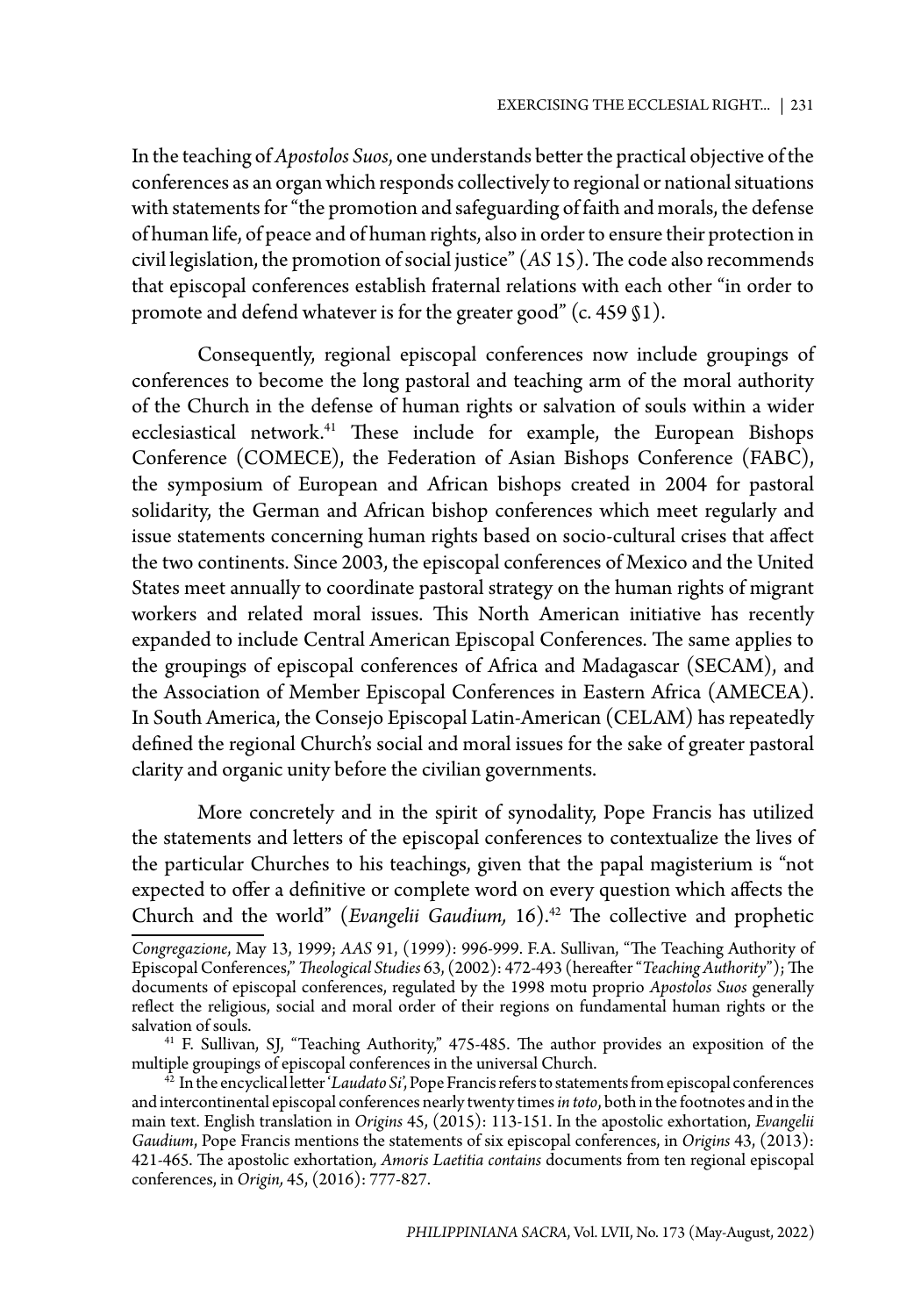In the teaching of *Apostolos Suos*, one understands better the practical objective of the conferences as an organ which responds collectively to regional or national situations with statements for "the promotion and safeguarding of faith and morals, the defense of human life, of peace and of human rights, also in order to ensure their protection in civil legislation, the promotion of social justice" (*AS* 15). The code also recommends that episcopal conferences establish fraternal relations with each other "in order to promote and defend whatever is for the greater good" (c. 459 §1).

Consequently, regional episcopal conferences now include groupings of conferences to become the long pastoral and teaching arm of the moral authority of the Church in the defense of human rights or salvation of souls within a wider ecclesiastical network.[41] These include for example, the European Bishops Conference (COMECE), the Federation of Asian Bishops Conference (FABC), the symposium of European and African bishops created in 2004 for pastoral solidarity, the German and African bishop conferences which meet regularly and issue statements concerning human rights based on socio-cultural crises that affect the two continents. Since 2003, the episcopal conferences of Mexico and the United States meet annually to coordinate pastoral strategy on the human rights of migrant workers and related moral issues. This North American initiative has recently expanded to include Central American Episcopal Conferences. The same applies to the groupings of episcopal conferences of Africa and Madagascar (SECAM), and the Association of Member Episcopal Conferences in Eastern Africa (AMECEA). In South America, the Consejo Episcopal Latin-American (CELAM) has repeatedly defined the regional Church's social and moral issues for the sake of greater pastoral clarity and organic unity before the civilian governments.

More concretely and in the spirit of synodality, Pope Francis has utilized the statements and letters of the episcopal conferences to contextualize the lives of the particular Churches to his teachings, given that the papal magisterium is "not expected to offer a definitive or complete word on every question which affects the Church and the world" (*Evangelii Gaudium,* 16).[42] The collective and prophetic

---

*Congregazione*, May 13, 1999; *AAS* 91, (1999): 996-999. F.A. Sullivan, "The Teaching Authority of Episcopal Conferences," *Theological Studies* 63, (2002): 472-493 (hereafter "*Teaching Authority*"); The documents of episcopal conferences, regulated by the 1998 motu proprio *Apostolos Suos* generally reflect the religious, social and moral order of their regions on fundamental human rights or the salvation of souls.

[41] F. Sullivan, SJ, "Teaching Authority," 475-485. The author provides an exposition of the multiple groupings of episcopal conferences in the universal Church.

[42] In the encyclical letter '*Laudato Si*', Pope Francis refers to statements from episcopal conferences and intercontinental episcopal conferences nearly twenty times *in toto*, both in the footnotes and in the main text. English translation in *Origins* 45, (2015): 113-151. In the apostolic exhortation, *Evangelii Gaudium*, Pope Francis mentions the statements of six episcopal conferences, in *Origins* 43, (2013): 421-465. The apostolic exhortation, *Amoris Laetitia contains* documents from ten regional episcopal conferences, in *Origin,* 45, (2016): 777-827.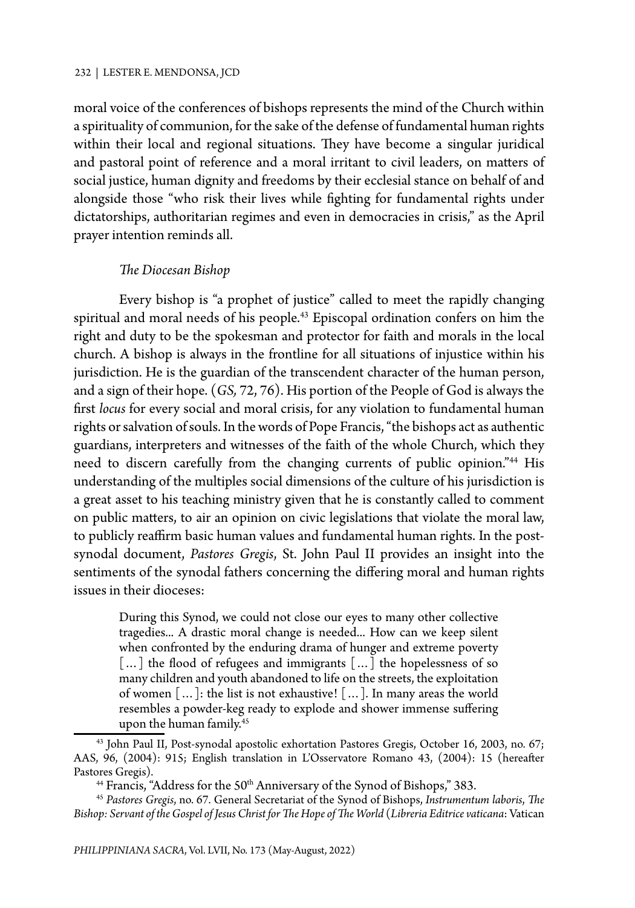moral voice of the conferences of bishops represents the mind of the Church within a spirituality of communion, for the sake of the defense of fundamental human rights within their local and regional situations. They have become a singular juridical and pastoral point of reference and a moral irritant to civil leaders, on matters of social justice, human dignity and freedoms by their ecclesial stance on behalf of and alongside those "who risk their lives while fighting for fundamental rights under dictatorships, authoritarian regimes and even in democracies in crisis," as the April prayer intention reminds all.

### *The Diocesan Bishop*

Every bishop is "a prophet of justice" called to meet the rapidly changing spiritual and moral needs of his people.[43] Episcopal ordination confers on him the right and duty to be the spokesman and protector for faith and morals in the local church. A bishop is always in the frontline for all situations of injustice within his jurisdiction. He is the guardian of the transcendent character of the human person, and a sign of their hope. (*GS,* 72, 76). His portion of the People of God is always the first *locus* for every social and moral crisis, for any violation to fundamental human rights or salvation of souls. In the words of Pope Francis, "the bishops act as authentic guardians, interpreters and witnesses of the faith of the whole Church, which they need to discern carefully from the changing currents of public opinion."[44] His understanding of the multiples social dimensions of the culture of his jurisdiction is a great asset to his teaching ministry given that he is constantly called to comment on public matters, to air an opinion on civic legislations that violate the moral law, to publicly reaffirm basic human values and fundamental human rights. In the post-synodal document, *Pastores Gregis*, St. John Paul II provides an insight into the sentiments of the synodal fathers concerning the differing moral and human rights issues in their dioceses:

> During this Synod, we could not close our eyes to many other collective tragedies... A drastic moral change is needed... How can we keep silent when confronted by the enduring drama of hunger and extreme poverty [...] the flood of refugees and immigrants [...] the hopelessness of so many children and youth abandoned to life on the streets, the exploitation of women [...]: the list is not exhaustive! [...]. In many areas the world resembles a powder-keg ready to explode and shower immense suffering upon the human family.[45]

---

[43] John Paul II, Post-synodal apostolic exhortation Pastores Gregis, October 16, 2003, no. 67; AAS, 96, (2004): 915; English translation in L'Osservatore Romano 43, (2004): 15 (hereafter Pastores Gregis).

[44] Francis, "Address for the 50th Anniversary of the Synod of Bishops," 383.

[45] *Pastores Gregis*, no. 67. General Secretariat of the Synod of Bishops, *Instrumentum laboris*, *The Bishop: Servant of the Gospel of Jesus Christ for The Hope of The World* (*Libreria Editrice vaticana*: Vatican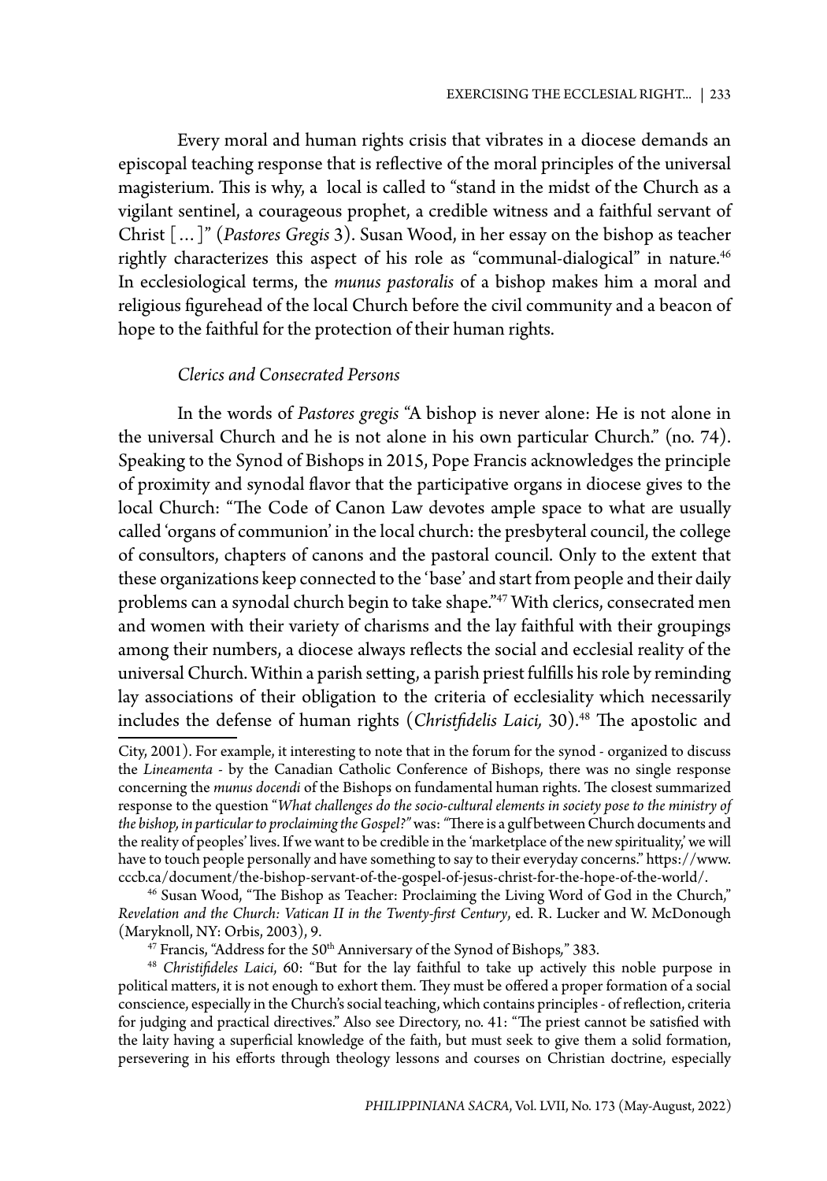Every moral and human rights crisis that vibrates in a diocese demands an episcopal teaching response that is reflective of the moral principles of the universal magisterium. This is why, a local is called to "stand in the midst of the Church as a vigilant sentinel, a courageous prophet, a credible witness and a faithful servant of Christ [ ... ]" (*Pastores Gregis* 3). Susan Wood, in her essay on the bishop as teacher rightly characterizes this aspect of his role as "communal-dialogical" in nature.[46] In ecclesiological terms, the *munus pastoralis* of a bishop makes him a moral and religious figurehead of the local Church before the civil community and a beacon of hope to the faithful for the protection of their human rights.

### *Clerics and Consecrated Persons*

In the words of *Pastores gregis* "A bishop is never alone: He is not alone in the universal Church and he is not alone in his own particular Church." (no. 74). Speaking to the Synod of Bishops in 2015, Pope Francis acknowledges the principle of proximity and synodal flavor that the participative organs in diocese gives to the local Church: "The Code of Canon Law devotes ample space to what are usually called 'organs of communion' in the local church: the presbyteral council, the college of consultors, chapters of canons and the pastoral council. Only to the extent that these organizations keep connected to the 'base' and start from people and their daily problems can a synodal church begin to take shape."[47] With clerics, consecrated men and women with their variety of charisms and the lay faithful with their groupings among their numbers, a diocese always reflects the social and ecclesial reality of the universal Church. Within a parish setting, a parish priest fulfills his role by reminding lay associations of their obligation to the criteria of ecclesiality which necessarily includes the defense of human rights (*Christfidelis Laici,* 30).[48] The apostolic and

---

City, 2001). For example, it interesting to note that in the forum for the synod - organized to discuss the *Lineamenta* - by the Canadian Catholic Conference of Bishops, there was no single response concerning the *munus docendi* of the Bishops on fundamental human rights. The closest summarized response to the question "*What challenges do the socio-cultural elements in society pose to the ministry of the bishop, in particular to proclaiming the Gospel?"* was: "There is a gulf between Church documents and the reality of peoples' lives. If we want to be credible in the 'marketplace of the new spirituality,' we will have to touch people personally and have something to say to their everyday concerns." https://www.cccb.ca/document/the-bishop-servant-of-the-gospel-of-jesus-christ-for-the-hope-of-the-world/.

[46] Susan Wood, "The Bishop as Teacher: Proclaiming the Living Word of God in the Church," *Revelation and the Church: Vatican II in the Twenty-first Century*, ed. R. Lucker and W. McDonough (Maryknoll, NY: Orbis, 2003), 9.

[47] Francis, "Address for the 50th Anniversary of the Synod of Bishops," 383.

[48] *Christifideles Laici*, 60: "But for the lay faithful to take up actively this noble purpose in political matters, it is not enough to exhort them. They must be offered a proper formation of a social conscience, especially in the Church's social teaching, which contains principles - of reflection, criteria for judging and practical directives." Also see Directory, no. 41: "The priest cannot be satisfied with the laity having a superficial knowledge of the faith, but must seek to give them a solid formation, persevering in his efforts through theology lessons and courses on Christian doctrine, especially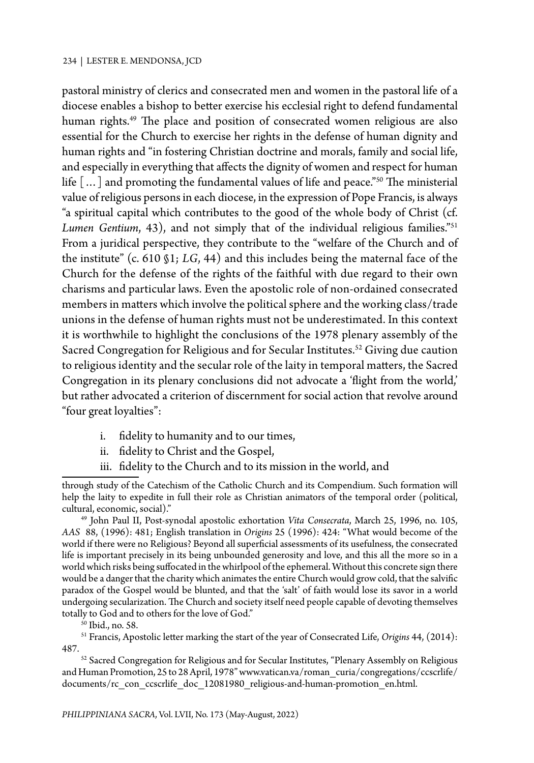pastoral ministry of clerics and consecrated men and women in the pastoral life of a diocese enables a bishop to better exercise his ecclesial right to defend fundamental human rights.[49] The place and position of consecrated women religious are also essential for the Church to exercise her rights in the defense of human dignity and human rights and "in fostering Christian doctrine and morals, family and social life, and especially in everything that affects the dignity of women and respect for human life [ … ] and promoting the fundamental values of life and peace."[50] The ministerial value of religious persons in each diocese, in the expression of Pope Francis, is always "a spiritual capital which contributes to the good of the whole body of Christ (cf. *Lumen Gentium*, 43), and not simply that of the individual religious families."[51] From a juridical perspective, they contribute to the "welfare of the Church and of the institute" (c. 610 §1; *LG*, 44) and this includes being the maternal face of the Church for the defense of the rights of the faithful with due regard to their own charisms and particular laws. Even the apostolic role of non-ordained consecrated members in matters which involve the political sphere and the working class/trade unions in the defense of human rights must not be underestimated. In this context it is worthwhile to highlight the conclusions of the 1978 plenary assembly of the Sacred Congregation for Religious and for Secular Institutes.[52] Giving due caution to religious identity and the secular role of the laity in temporal matters, the Sacred Congregation in its plenary conclusions did not advocate a 'flight from the world,' but rather advocated a criterion of discernment for social action that revolve around "four great loyalties":

i. fidelity to humanity and to our times,
ii. fidelity to Christ and the Gospel,
iii. fidelity to the Church and to its mission in the world, and

---

through study of the Catechism of the Catholic Church and its Compendium. Such formation will help the laity to expedite in full their role as Christian animators of the temporal order (political, cultural, economic, social)."

[49] John Paul II, Post-synodal apostolic exhortation *Vita Consecrata*, March 25, 1996, no. 105, *AAS* 88, (1996): 481; English translation in *Origins* 25 (1996): 424: "What would become of the world if there were no Religious? Beyond all superficial assessments of its usefulness, the consecrated life is important precisely in its being unbounded generosity and love, and this all the more so in a world which risks being suffocated in the whirlpool of the ephemeral. Without this concrete sign there would be a danger that the charity which animates the entire Church would grow cold, that the salvific paradox of the Gospel would be blunted, and that the 'salt' of faith would lose its savor in a world undergoing secularization. The Church and society itself need people capable of devoting themselves totally to God and to others for the love of God."

[50] Ibid., no. 58.

[51] Francis, Apostolic letter marking the start of the year of Consecrated Life, *Origins* 44, (2014): 487.

[52] Sacred Congregation for Religious and for Secular Institutes, "Plenary Assembly on Religious and Human Promotion, 25 to 28 April, 1978" www.vatican.va/roman_curia/congregations/ccscrlife/documents/rc_con_ccscrlife_doc_12081980_religious-and-human-promotion_en.html.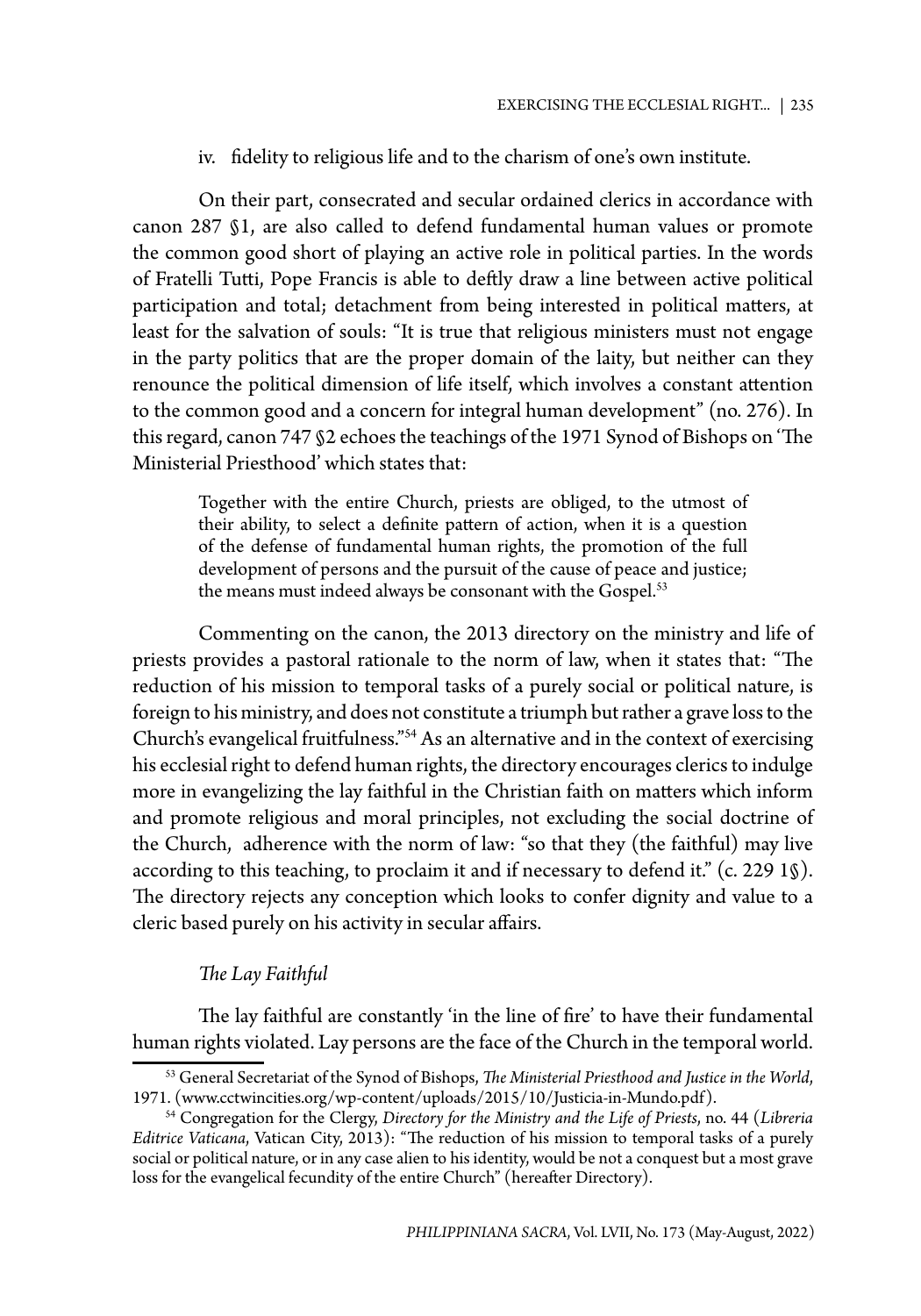iv. fidelity to religious life and to the charism of one's own institute.

On their part, consecrated and secular ordained clerics in accordance with canon 287 §1, are also called to defend fundamental human values or promote the common good short of playing an active role in political parties. In the words of Fratelli Tutti, Pope Francis is able to deftly draw a line between active political participation and total; detachment from being interested in political matters, at least for the salvation of souls: "It is true that religious ministers must not engage in the party politics that are the proper domain of the laity, but neither can they renounce the political dimension of life itself, which involves a constant attention to the common good and a concern for integral human development" (no. 276). In this regard, canon 747 §2 echoes the teachings of the 1971 Synod of Bishops on 'The Ministerial Priesthood' which states that:

> Together with the entire Church, priests are obliged, to the utmost of their ability, to select a definite pattern of action, when it is a question of the defense of fundamental human rights, the promotion of the full development of persons and the pursuit of the cause of peace and justice; the means must indeed always be consonant with the Gospel.[53]

Commenting on the canon, the 2013 directory on the ministry and life of priests provides a pastoral rationale to the norm of law, when it states that: "The reduction of his mission to temporal tasks of a purely social or political nature, is foreign to his ministry, and does not constitute a triumph but rather a grave loss to the Church's evangelical fruitfulness."[54] As an alternative and in the context of exercising his ecclesial right to defend human rights, the directory encourages clerics to indulge more in evangelizing the lay faithful in the Christian faith on matters which inform and promote religious and moral principles, not excluding the social doctrine of the Church, adherence with the norm of law: "so that they (the faithful) may live according to this teaching, to proclaim it and if necessary to defend it." (c. 229 1§). The directory rejects any conception which looks to confer dignity and value to a cleric based purely on his activity in secular affairs.

### *The Lay Faithful*

The lay faithful are constantly 'in the line of fire' to have their fundamental human rights violated. Lay persons are the face of the Church in the temporal world.

---

[53] General Secretariat of the Synod of Bishops, *The Ministerial Priesthood and Justice in the World*, 1971. (www.cctwincities.org/wp-content/uploads/2015/10/Justicia-in-Mundo.pdf).

[54] Congregation for the Clergy, *Directory for the Ministry and the Life of Priests*, no. 44 (*Libreria Editrice Vaticana*, Vatican City, 2013): "The reduction of his mission to temporal tasks of a purely social or political nature, or in any case alien to his identity, would be not a conquest but a most grave loss for the evangelical fecundity of the entire Church" (hereafter Directory).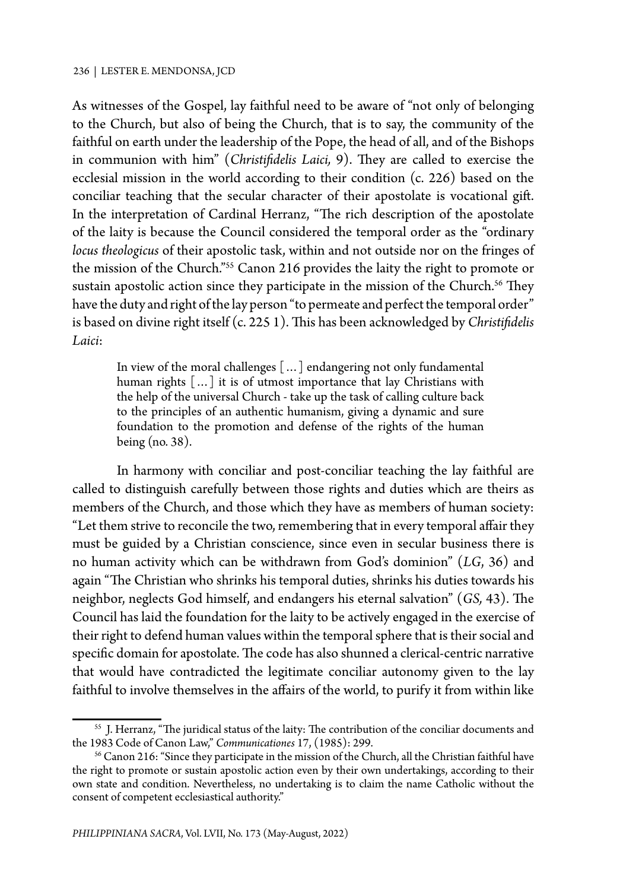As witnesses of the Gospel, lay faithful need to be aware of "not only of belonging to the Church, but also of being the Church, that is to say, the community of the faithful on earth under the leadership of the Pope, the head of all, and of the Bishops in communion with him" (*Christifidelis Laici,* 9). They are called to exercise the ecclesial mission in the world according to their condition (c. 226) based on the conciliar teaching that the secular character of their apostolate is vocational gift. In the interpretation of Cardinal Herranz, "The rich description of the apostolate of the laity is because the Council considered the temporal order as the "ordinary *locus theologicus* of their apostolic task, within and not outside nor on the fringes of the mission of the Church."[55] Canon 216 provides the laity the right to promote or sustain apostolic action since they participate in the mission of the Church.[56] They have the duty and right of the lay person "to permeate and perfect the temporal order" is based on divine right itself (c. 225 1). This has been acknowledged by *Christifidelis Laici*:

> In view of the moral challenges [...] endangering not only fundamental human rights [...] it is of utmost importance that lay Christians with the help of the universal Church - take up the task of calling culture back to the principles of an authentic humanism, giving a dynamic and sure foundation to the promotion and defense of the rights of the human being (no. 38).

In harmony with conciliar and post-conciliar teaching the lay faithful are called to distinguish carefully between those rights and duties which are theirs as members of the Church, and those which they have as members of human society: "Let them strive to reconcile the two, remembering that in every temporal affair they must be guided by a Christian conscience, since even in secular business there is no human activity which can be withdrawn from God's dominion" (*LG*, 36) and again "The Christian who shrinks his temporal duties, shrinks his duties towards his neighbor, neglects God himself, and endangers his eternal salvation" (*GS,* 43). The Council has laid the foundation for the laity to be actively engaged in the exercise of their right to defend human values within the temporal sphere that is their social and specific domain for apostolate. The code has also shunned a clerical-centric narrative that would have contradicted the legitimate conciliar autonomy given to the lay faithful to involve themselves in the affairs of the world, to purify it from within like

---

[55] J. Herranz, "The juridical status of the laity: The contribution of the conciliar documents and the 1983 Code of Canon Law," *Communicationes* 17, (1985): 299.

[56] Canon 216: "Since they participate in the mission of the Church, all the Christian faithful have the right to promote or sustain apostolic action even by their own undertakings, according to their own state and condition. Nevertheless, no undertaking is to claim the name Catholic without the consent of competent ecclesiastical authority."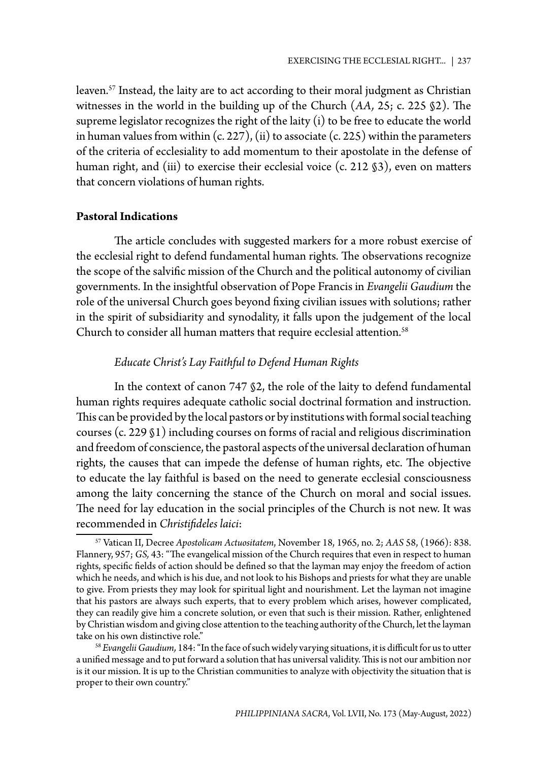leaven.[57] Instead, the laity are to act according to their moral judgment as Christian witnesses in the world in the building up of the Church (*AA,* 25; c. 225 §2). The supreme legislator recognizes the right of the laity (i) to be free to educate the world in human values from within (c. 227), (ii) to associate (c. 225) within the parameters of the criteria of ecclesiality to add momentum to their apostolate in the defense of human right, and (iii) to exercise their ecclesial voice (c. 212 §3), even on matters that concern violations of human rights.

**Pastoral Indications**

The article concludes with suggested markers for a more robust exercise of the ecclesial right to defend fundamental human rights. The observations recognize the scope of the salvific mission of the Church and the political autonomy of civilian governments. In the insightful observation of Pope Francis in *Evangelii Gaudium* the role of the universal Church goes beyond fixing civilian issues with solutions; rather in the spirit of subsidiarity and synodality, it falls upon the judgement of the local Church to consider all human matters that require ecclesial attention.[58]

*Educate Christ's Lay Faithful to Defend Human Rights*

In the context of canon 747 §2, the role of the laity to defend fundamental human rights requires adequate catholic social doctrinal formation and instruction. This can be provided by the local pastors or by institutions with formal social teaching courses (c. 229 §1) including courses on forms of racial and religious discrimination and freedom of conscience, the pastoral aspects of the universal declaration of human rights, the causes that can impede the defense of human rights, etc. The objective to educate the lay faithful is based on the need to generate ecclesial consciousness among the laity concerning the stance of the Church on moral and social issues. The need for lay education in the social principles of the Church is not new. It was recommended in *Christifideles laici*:

---

[57] Vatican II, Decree *Apostolicam Actuositatem*, November 18, 1965, no. 2; *AAS* 58, (1966): 838. Flannery, 957; *GS,* 43: "The evangelical mission of the Church requires that even in respect to human rights, specific fields of action should be defined so that the layman may enjoy the freedom of action which he needs, and which is his due, and not look to his Bishops and priests for what they are unable to give. From priests they may look for spiritual light and nourishment. Let the layman not imagine that his pastors are always such experts, that to every problem which arises, however complicated, they can readily give him a concrete solution, or even that such is their mission. Rather, enlightened by Christian wisdom and giving close attention to the teaching authority of the Church, let the layman take on his own distinctive role."

[58] *Evangelii Gaudium,* 184: "In the face of such widely varying situations, it is difficult for us to utter a unified message and to put forward a solution that has universal validity. This is not our ambition nor is it our mission. It is up to the Christian communities to analyze with objectivity the situation that is proper to their own country."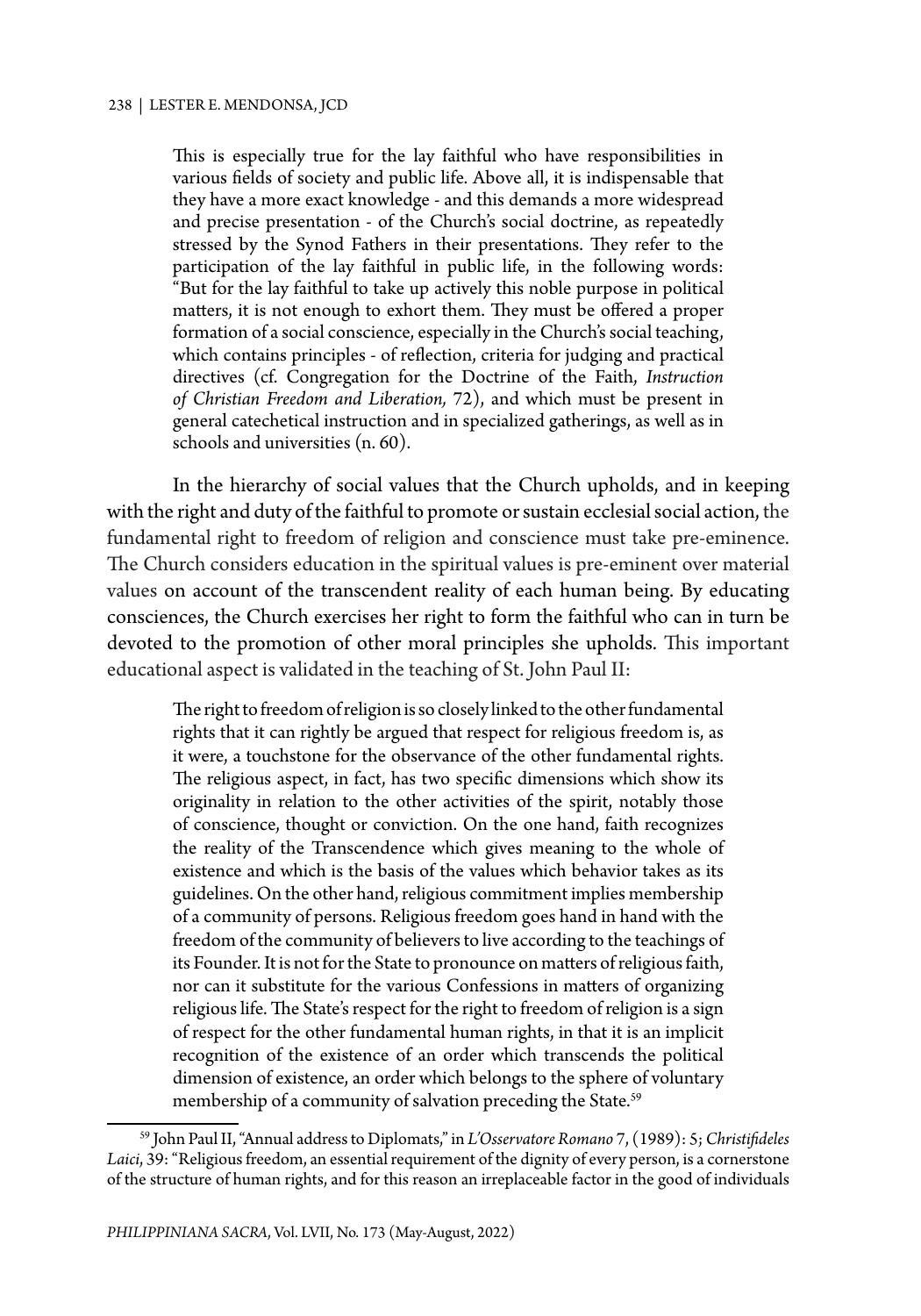> This is especially true for the lay faithful who have responsibilities in various fields of society and public life. Above all, it is indispensable that they have a more exact knowledge - and this demands a more widespread and precise presentation - of the Church's social doctrine, as repeatedly stressed by the Synod Fathers in their presentations. They refer to the participation of the lay faithful in public life, in the following words: "But for the lay faithful to take up actively this noble purpose in political matters, it is not enough to exhort them. They must be offered a proper formation of a social conscience, especially in the Church's social teaching, which contains principles - of reflection, criteria for judging and practical directives (cf. Congregation for the Doctrine of the Faith, *Instruction of Christian Freedom and Liberation,* 72), and which must be present in general catechetical instruction and in specialized gatherings, as well as in schools and universities (n. 60).

In the hierarchy of social values that the Church upholds, and in keeping with the right and duty of the faithful to promote or sustain ecclesial social action, the fundamental right to freedom of religion and conscience must take pre-eminence. The Church considers education in the spiritual values is pre-eminent over material values on account of the transcendent reality of each human being. By educating consciences, the Church exercises her right to form the faithful who can in turn be devoted to the promotion of other moral principles she upholds. This important educational aspect is validated in the teaching of St. John Paul II:

> The right to freedom of religion is so closely linked to the other fundamental rights that it can rightly be argued that respect for religious freedom is, as it were, a touchstone for the observance of the other fundamental rights. The religious aspect, in fact, has two specific dimensions which show its originality in relation to the other activities of the spirit, notably those of conscience, thought or conviction. On the one hand, faith recognizes the reality of the Transcendence which gives meaning to the whole of existence and which is the basis of the values which behavior takes as its guidelines. On the other hand, religious commitment implies membership of a community of persons. Religious freedom goes hand in hand with the freedom of the community of believers to live according to the teachings of its Founder. It is not for the State to pronounce on matters of religious faith, nor can it substitute for the various Confessions in matters of organizing religious life. The State's respect for the right to freedom of religion is a sign of respect for the other fundamental human rights, in that it is an implicit recognition of the existence of an order which transcends the political dimension of existence, an order which belongs to the sphere of voluntary membership of a community of salvation preceding the State.[59]

[59] John Paul II, "Annual address to Diplomats," in *L'Osservatore Romano* 7, (1989): 5; *Christifideles Laici*, 39: "Religious freedom, an essential requirement of the dignity of every person, is a cornerstone of the structure of human rights, and for this reason an irreplaceable factor in the good of individuals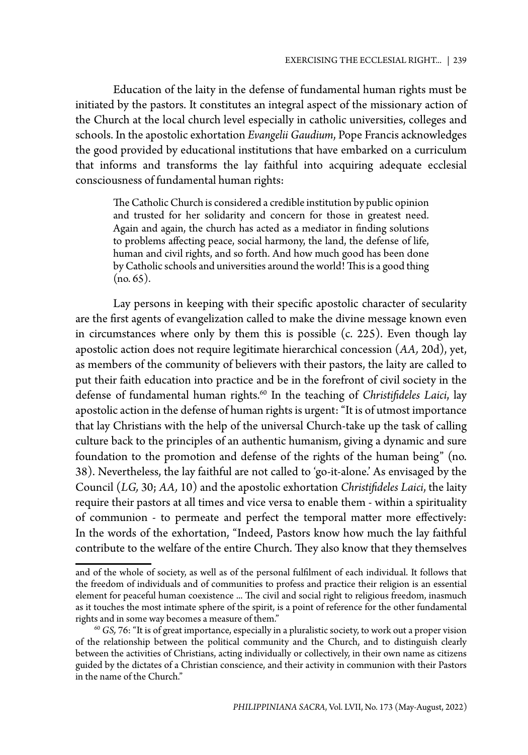Education of the laity in the defense of fundamental human rights must be initiated by the pastors. It constitutes an integral aspect of the missionary action of the Church at the local church level especially in catholic universities, colleges and schools. In the apostolic exhortation *Evangelii Gaudium*, Pope Francis acknowledges the good provided by educational institutions that have embarked on a curriculum that informs and transforms the lay faithful into acquiring adequate ecclesial consciousness of fundamental human rights:

> The Catholic Church is considered a credible institution by public opinion and trusted for her solidarity and concern for those in greatest need. Again and again, the church has acted as a mediator in finding solutions to problems affecting peace, social harmony, the land, the defense of life, human and civil rights, and so forth. And how much good has been done by Catholic schools and universities around the world! This is a good thing (no. 65).

Lay persons in keeping with their specific apostolic character of secularity are the first agents of evangelization called to make the divine message known even in circumstances where only by them this is possible (c. 225). Even though lay apostolic action does not require legitimate hierarchical concession (*AA,* 20d), yet, as members of the community of believers with their pastors, the laity are called to put their faith education into practice and be in the forefront of civil society in the defense of fundamental human rights.[60] In the teaching of *Christifideles Laici*, lay apostolic action in the defense of human rights is urgent: "It is of utmost importance that lay Christians with the help of the universal Church-take up the task of calling culture back to the principles of an authentic humanism, giving a dynamic and sure foundation to the promotion and defense of the rights of the human being" (no. 38). Nevertheless, the lay faithful are not called to 'go-it-alone.' As envisaged by the Council (*LG,* 30; *AA,* 10) and the apostolic exhortation *Christifideles Laici*, the laity require their pastors at all times and vice versa to enable them - within a spirituality of communion - to permeate and perfect the temporal matter more effectively: In the words of the exhortation, "Indeed, Pastors know how much the lay faithful contribute to the welfare of the entire Church. They also know that they themselves

---

and of the whole of society, as well as of the personal fulfilment of each individual. It follows that the freedom of individuals and of communities to profess and practice their religion is an essential element for peaceful human coexistence ... The civil and social right to religious freedom, inasmuch as it touches the most intimate sphere of the spirit, is a point of reference for the other fundamental rights and in some way becomes a measure of them."

[60] *GS,* 76: "It is of great importance, especially in a pluralistic society, to work out a proper vision of the relationship between the political community and the Church, and to distinguish clearly between the activities of Christians, acting individually or collectively, in their own name as citizens guided by the dictates of a Christian conscience, and their activity in communion with their Pastors in the name of the Church."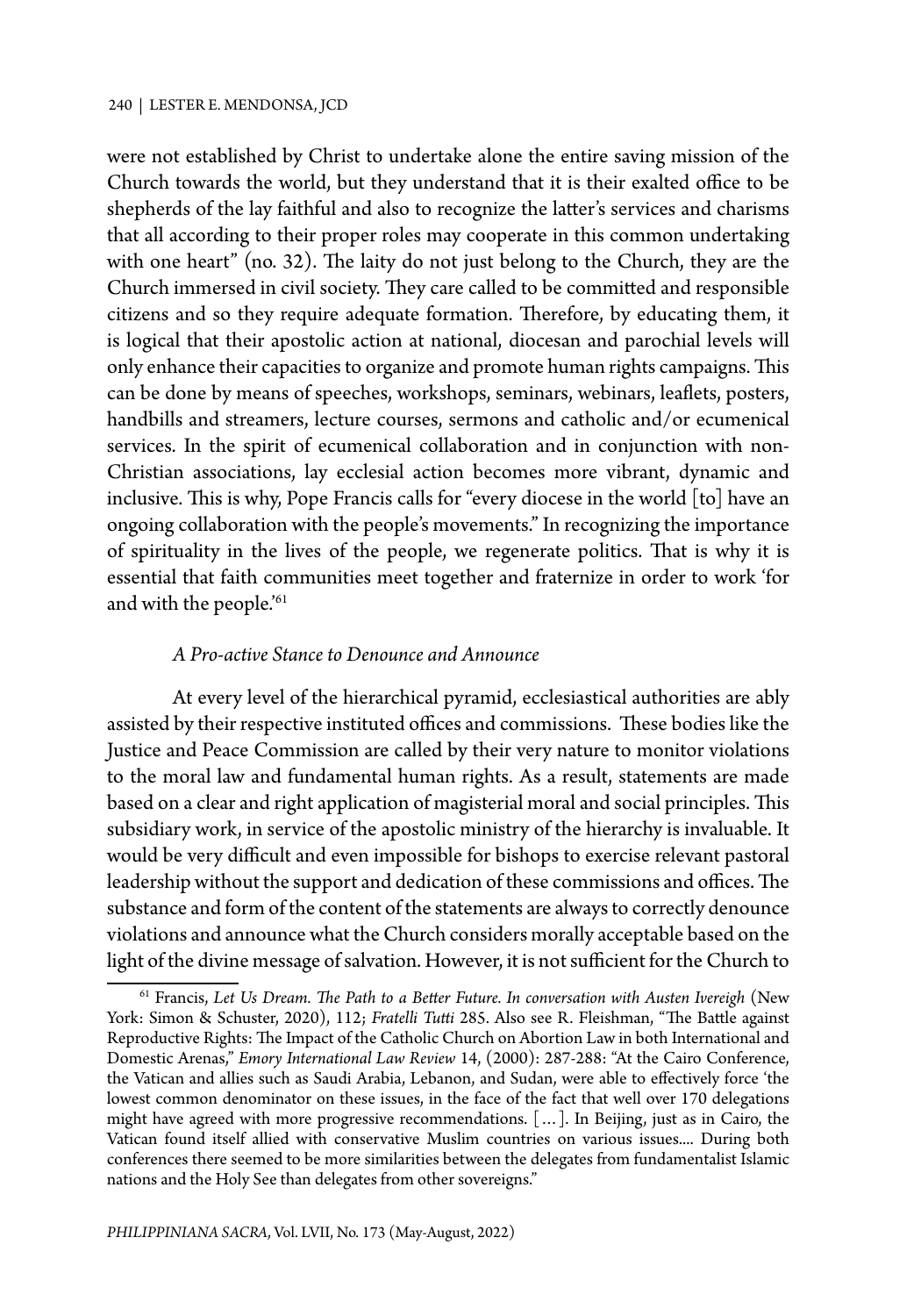were not established by Christ to undertake alone the entire saving mission of the Church towards the world, but they understand that it is their exalted office to be shepherds of the lay faithful and also to recognize the latter's services and charisms that all according to their proper roles may cooperate in this common undertaking with one heart" (no. 32). The laity do not just belong to the Church, they are the Church immersed in civil society. They care called to be committed and responsible citizens and so they require adequate formation. Therefore, by educating them, it is logical that their apostolic action at national, diocesan and parochial levels will only enhance their capacities to organize and promote human rights campaigns. This can be done by means of speeches, workshops, seminars, webinars, leaflets, posters, handbills and streamers, lecture courses, sermons and catholic and/or ecumenical services. In the spirit of ecumenical collaboration and in conjunction with non-Christian associations, lay ecclesial action becomes more vibrant, dynamic and inclusive. This is why, Pope Francis calls for "every diocese in the world [to] have an ongoing collaboration with the people's movements." In recognizing the importance of spirituality in the lives of the people, we regenerate politics. That is why it is essential that faith communities meet together and fraternize in order to work 'for and with the people.'[61]

### *A Pro-active Stance to Denounce and Announce*

At every level of the hierarchical pyramid, ecclesiastical authorities are ably assisted by their respective instituted offices and commissions. These bodies like the Justice and Peace Commission are called by their very nature to monitor violations to the moral law and fundamental human rights. As a result, statements are made based on a clear and right application of magisterial moral and social principles. This subsidiary work, in service of the apostolic ministry of the hierarchy is invaluable. It would be very difficult and even impossible for bishops to exercise relevant pastoral leadership without the support and dedication of these commissions and offices. The substance and form of the content of the statements are always to correctly denounce violations and announce what the Church considers morally acceptable based on the light of the divine message of salvation. However, it is not sufficient for the Church to

---

[61] Francis, *Let Us Dream. The Path to a Better Future. In conversation with Austen Ivereigh* (New York: Simon & Schuster, 2020), 112; *Fratelli Tutti* 285. Also see R. Fleishman, "The Battle against Reproductive Rights: The Impact of the Catholic Church on Abortion Law in both International and Domestic Arenas," *Emory International Law Review* 14, (2000): 287-288: "At the Cairo Conference, the Vatican and allies such as Saudi Arabia, Lebanon, and Sudan, were able to effectively force 'the lowest common denominator on these issues, in the face of the fact that well over 170 delegations might have agreed with more progressive recommendations. [...]. In Beijing, just as in Cairo, the Vatican found itself allied with conservative Muslim countries on various issues.... During both conferences there seemed to be more similarities between the delegates from fundamentalist Islamic nations and the Holy See than delegates from other sovereigns."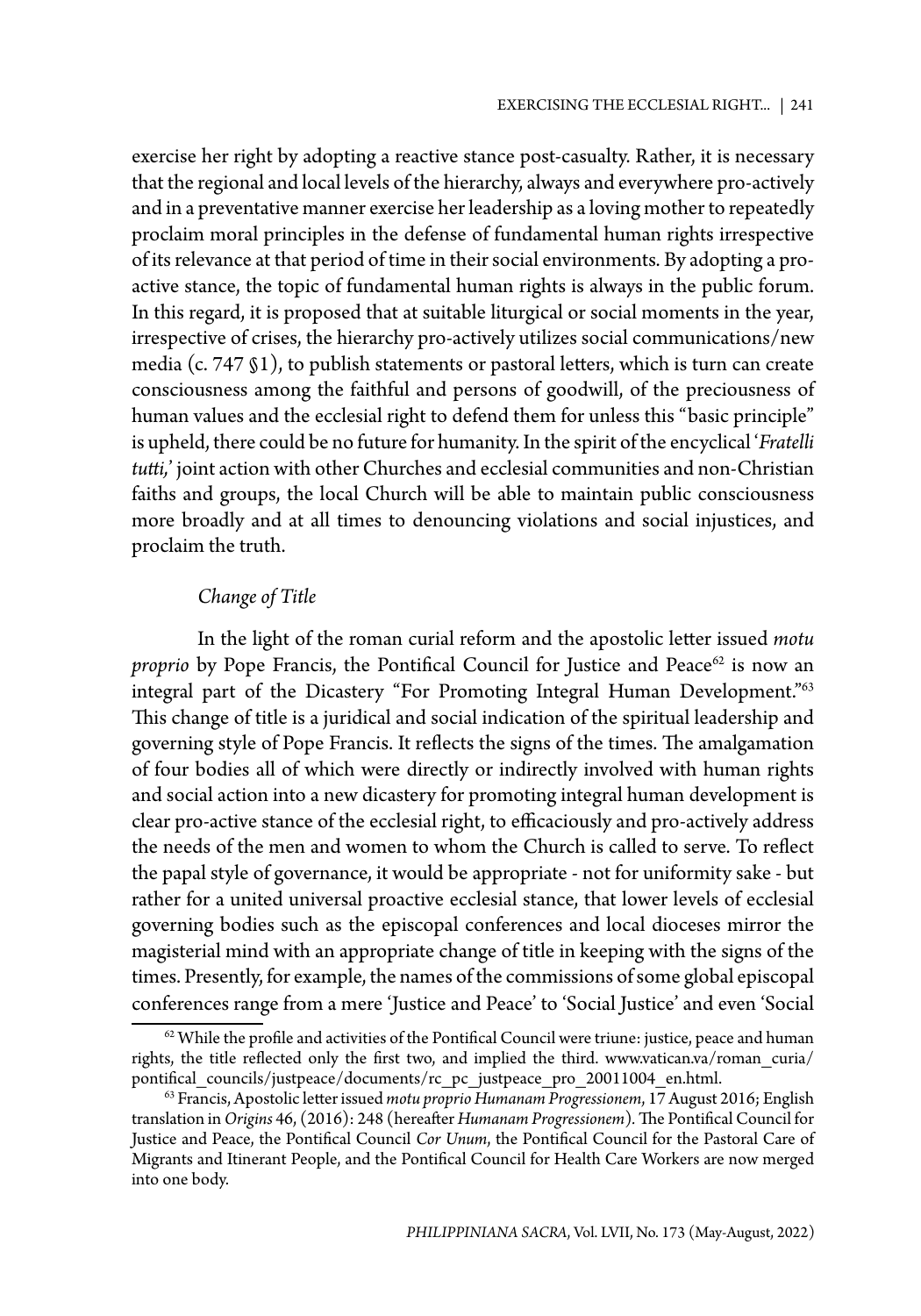exercise her right by adopting a reactive stance post-casualty. Rather, it is necessary that the regional and local levels of the hierarchy, always and everywhere pro-actively and in a preventative manner exercise her leadership as a loving mother to repeatedly proclaim moral principles in the defense of fundamental human rights irrespective of its relevance at that period of time in their social environments. By adopting a pro-active stance, the topic of fundamental human rights is always in the public forum. In this regard, it is proposed that at suitable liturgical or social moments in the year, irrespective of crises, the hierarchy pro-actively utilizes social communications/new media (c. 747 §1), to publish statements or pastoral letters, which is turn can create consciousness among the faithful and persons of goodwill, of the preciousness of human values and the ecclesial right to defend them for unless this "basic principle" is upheld, there could be no future for humanity. In the spirit of the encyclical '*Fratelli tutti,*' joint action with other Churches and ecclesial communities and non-Christian faiths and groups, the local Church will be able to maintain public consciousness more broadly and at all times to denouncing violations and social injustices, and proclaim the truth.

### *Change of Title*

In the light of the roman curial reform and the apostolic letter issued *motu proprio* by Pope Francis, the Pontifical Council for Justice and Peace[62] is now an integral part of the Dicastery "For Promoting Integral Human Development."[63] This change of title is a juridical and social indication of the spiritual leadership and governing style of Pope Francis. It reflects the signs of the times. The amalgamation of four bodies all of which were directly or indirectly involved with human rights and social action into a new dicastery for promoting integral human development is clear pro-active stance of the ecclesial right, to efficaciously and pro-actively address the needs of the men and women to whom the Church is called to serve. To reflect the papal style of governance, it would be appropriate - not for uniformity sake - but rather for a united universal proactive ecclesial stance, that lower levels of ecclesial governing bodies such as the episcopal conferences and local dioceses mirror the magisterial mind with an appropriate change of title in keeping with the signs of the times. Presently, for example, the names of the commissions of some global episcopal conferences range from a mere 'Justice and Peace' to 'Social Justice' and even 'Social

---

[62] While the profile and activities of the Pontifical Council were triune: justice, peace and human rights, the title reflected only the first two, and implied the third. www.vatican.va/roman_curia/pontifical_councils/justpeace/documents/rc_pc_justpeace_pro_20011004_en.html.

[63] Francis, Apostolic letter issued *motu proprio Humanam Progressionem*, 17 August 2016; English translation in *Origins* 46, (2016): 248 (hereafter *Humanam Progressionem*). The Pontifical Council for Justice and Peace, the Pontifical Council *Cor Unum*, the Pontifical Council for the Pastoral Care of Migrants and Itinerant People, and the Pontifical Council for Health Care Workers are now merged into one body.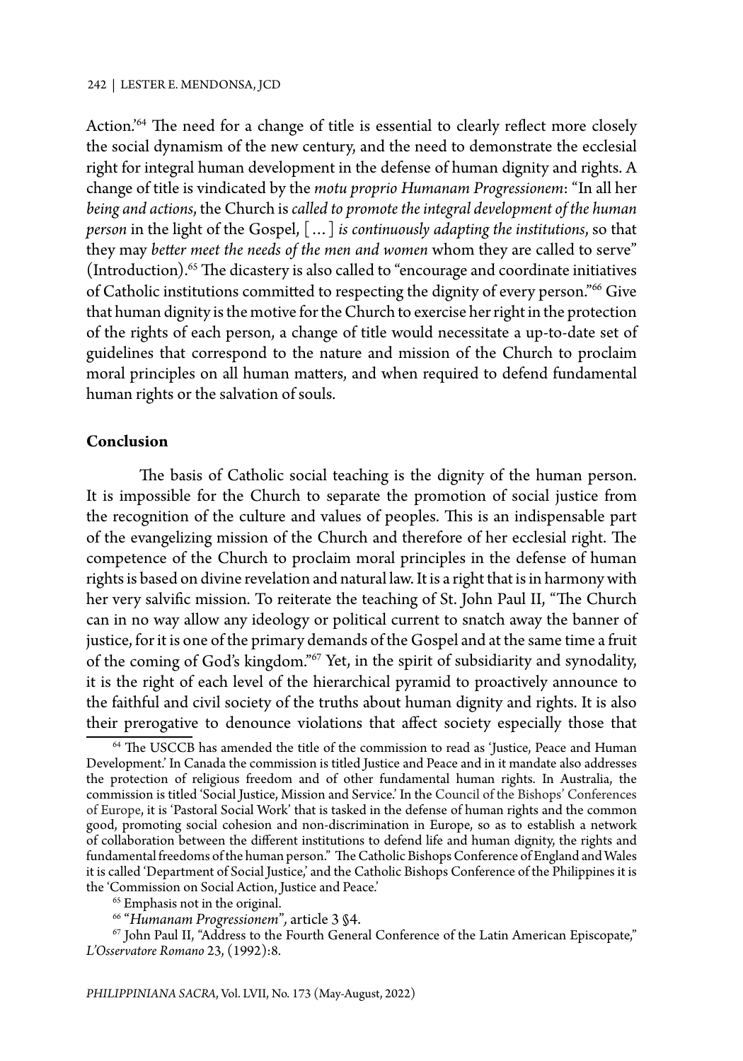Action.'[64] The need for a change of title is essential to clearly reflect more closely the social dynamism of the new century, and the need to demonstrate the ecclesial right for integral human development in the defense of human dignity and rights. A change of title is vindicated by the *motu proprio Humanam Progressionem*: "In all her *being and actions*, the Church is *called to promote the integral development of the human person* in the light of the Gospel, [...] *is continuously adapting the institutions*, so that they may *better meet the needs of the men and women* whom they are called to serve" (Introduction).[65] The dicastery is also called to "encourage and coordinate initiatives of Catholic institutions committed to respecting the dignity of every person."[66] Give that human dignity is the motive for the Church to exercise her right in the protection of the rights of each person, a change of title would necessitate a up-to-date set of guidelines that correspond to the nature and mission of the Church to proclaim moral principles on all human matters, and when required to defend fundamental human rights or the salvation of souls.

**Conclusion**

The basis of Catholic social teaching is the dignity of the human person. It is impossible for the Church to separate the promotion of social justice from the recognition of the culture and values of peoples. This is an indispensable part of the evangelizing mission of the Church and therefore of her ecclesial right. The competence of the Church to proclaim moral principles in the defense of human rights is based on divine revelation and natural law. It is a right that is in harmony with her very salvific mission. To reiterate the teaching of St. John Paul II, "The Church can in no way allow any ideology or political current to snatch away the banner of justice, for it is one of the primary demands of the Gospel and at the same time a fruit of the coming of God's kingdom."[67] Yet, in the spirit of subsidiarity and synodality, it is the right of each level of the hierarchical pyramid to proactively announce to the faithful and civil society of the truths about human dignity and rights. It is also their prerogative to denounce violations that affect society especially those that

[64] The USCCB has amended the title of the commission to read as 'Justice, Peace and Human Development.' In Canada the commission is titled Justice and Peace and in it mandate also addresses the protection of religious freedom and of other fundamental human rights. In Australia, the commission is titled 'Social Justice, Mission and Service.' In the Council of the Bishops' Conferences of Europe, it is 'Pastoral Social Work' that is tasked in the defense of human rights and the common good, promoting social cohesion and non-discrimination in Europe, so as to establish a network of collaboration between the different institutions to defend life and human dignity, the rights and fundamental freedoms of the human person." The Catholic Bishops Conference of England and Wales it is called 'Department of Social Justice,' and the Catholic Bishops Conference of the Philippines it is the 'Commission on Social Action, Justice and Peace.'

[65] Emphasis not in the original.

[66] "*Humanam Progressionem*", article 3 §4.

[67] John Paul II, "Address to the Fourth General Conference of the Latin American Episcopate," *L'Osservatore Romano* 23, (1992):8.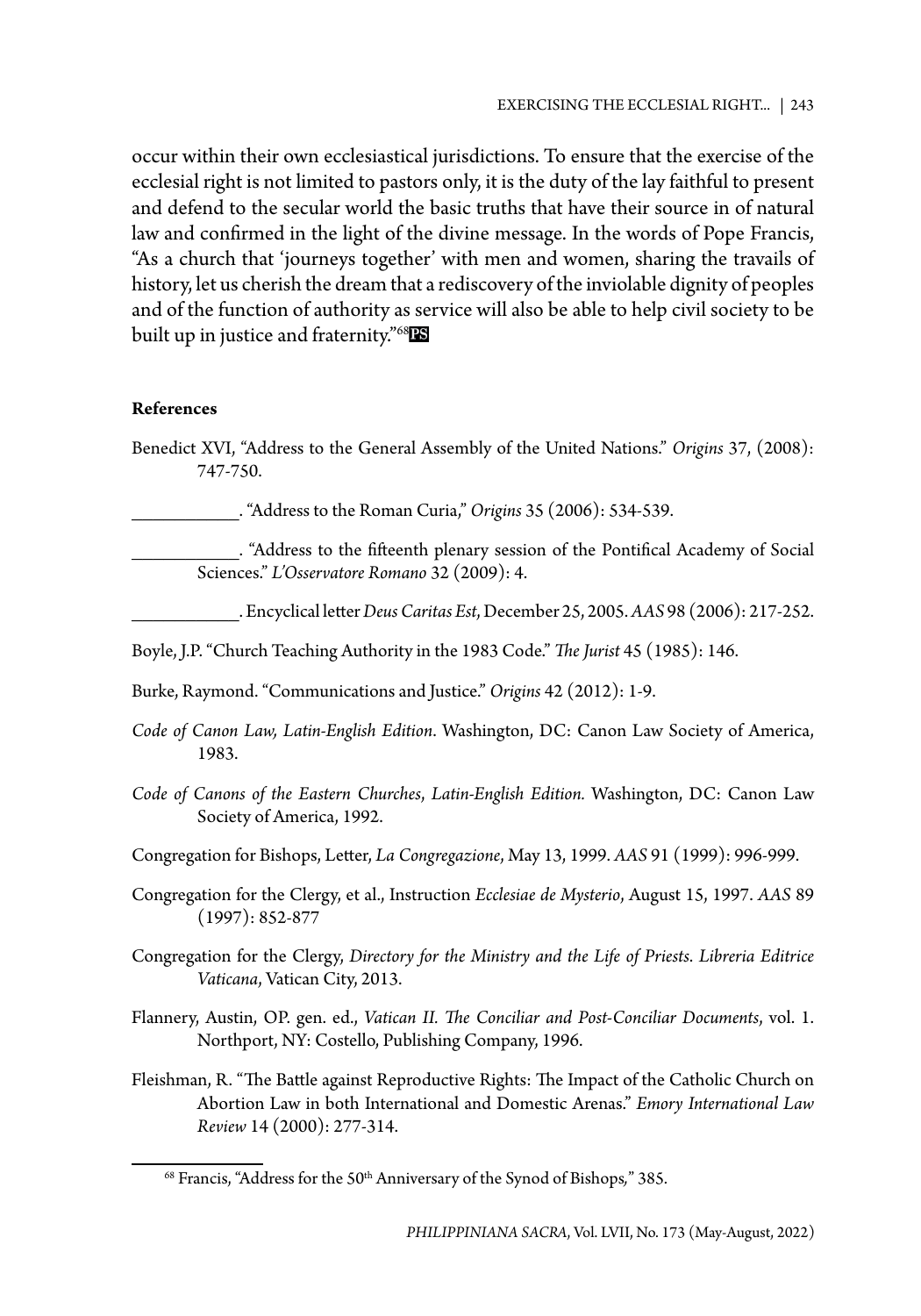occur within their own ecclesiastical jurisdictions. To ensure that the exercise of the ecclesial right is not limited to pastors only, it is the duty of the lay faithful to present and defend to the secular world the basic truths that have their source in of natural law and confirmed in the light of the divine message. In the words of Pope Francis, "As a church that 'journeys together' with men and women, sharing the travails of history, let us cherish the dream that a rediscovery of the inviolable dignity of peoples and of the function of authority as service will also be able to help civil society to be built up in justice and fraternity."[68]

**References**

Benedict XVI, "Address to the General Assembly of the United Nations." *Origins* 37, (2008): 747-750.

\_\_\_\_\_\_\_\_\_\_\_. "Address to the Roman Curia," *Origins* 35 (2006): 534-539.

\_\_\_\_\_\_\_\_\_\_\_. "Address to the fifteenth plenary session of the Pontifical Academy of Social Sciences." *L'Osservatore Romano* 32 (2009): 4.

\_\_\_\_\_\_\_\_\_\_\_. Encyclical letter *Deus Caritas Est*, December 25, 2005. *AAS* 98 (2006): 217-252.

Boyle, J.P. "Church Teaching Authority in the 1983 Code." *The Jurist* 45 (1985): 146.

Burke, Raymond. "Communications and Justice." *Origins* 42 (2012): 1-9.

*Code of Canon Law, Latin-English Edition*. Washington, DC: Canon Law Society of America, 1983.

*Code of Canons of the Eastern Churches, Latin-English Edition.* Washington, DC: Canon Law Society of America, 1992.

Congregation for Bishops, Letter, *La Congregazione*, May 13, 1999. *AAS* 91 (1999): 996-999.

Congregation for the Clergy, et al., Instruction *Ecclesiae de Mysterio*, August 15, 1997. *AAS* 89 (1997): 852-877

Congregation for the Clergy, *Directory for the Ministry and the Life of Priests*. *Libreria Editrice Vaticana*, Vatican City, 2013.

Flannery, Austin, OP. gen. ed., *Vatican II. The Conciliar and Post-Conciliar Documents*, vol. 1. Northport, NY: Costello, Publishing Company, 1996.

Fleishman, R. "The Battle against Reproductive Rights: The Impact of the Catholic Church on Abortion Law in both International and Domestic Arenas." *Emory International Law Review* 14 (2000): 277-314.

---

[68] Francis, "Address for the 50th Anniversary of the Synod of Bishops," 385.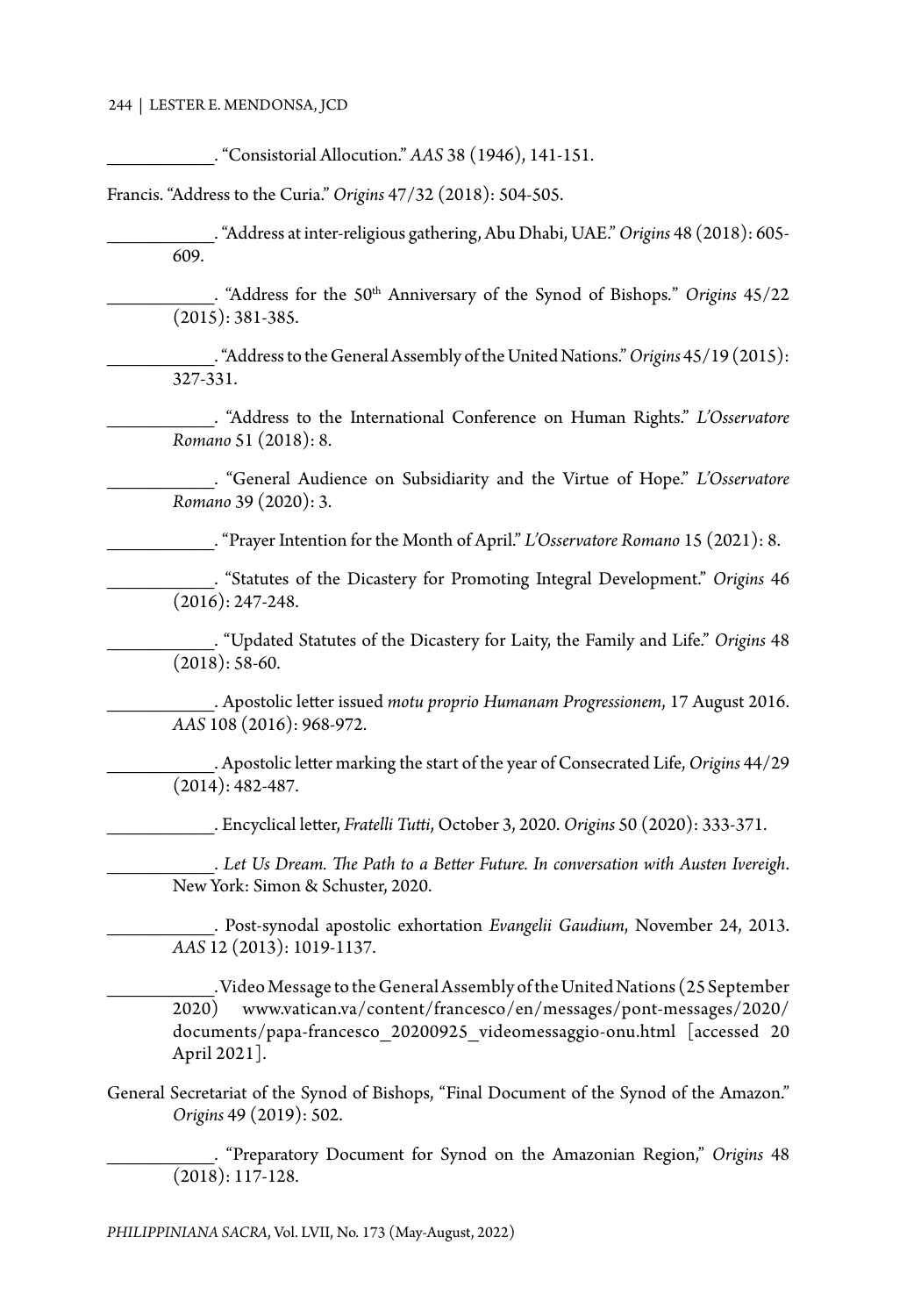___________. "Consistorial Allocution." *AAS* 38 (1946), 141-151.

Francis. "Address to the Curia." *Origins* 47/32 (2018): 504-505.

___________. "Address at inter-religious gathering, Abu Dhabi, UAE." *Origins* 48 (2018): 605-609.

___________. "Address for the 50th Anniversary of the Synod of Bishops." *Origins* 45/22 (2015): 381-385.

___________. "Address to the General Assembly of the United Nations." *Origins* 45/19 (2015): 327-331.

___________. "Address to the International Conference on Human Rights." *L'Osservatore Romano* 51 (2018): 8.

___________. "General Audience on Subsidiarity and the Virtue of Hope." *L'Osservatore Romano* 39 (2020): 3.

___________. "Prayer Intention for the Month of April." *L'Osservatore Romano* 15 (2021): 8.

___________. "Statutes of the Dicastery for Promoting Integral Development." *Origins* 46 (2016): 247-248.

___________. "Updated Statutes of the Dicastery for Laity, the Family and Life." *Origins* 48 (2018): 58-60.

___________. Apostolic letter issued *motu proprio Humanam Progressionem*, 17 August 2016. *AAS* 108 (2016): 968-972.

___________. Apostolic letter marking the start of the year of Consecrated Life, *Origins* 44/29 (2014): 482-487.

___________. Encyclical letter, *Fratelli Tutti*, October 3, 2020. *Origins* 50 (2020): 333-371.

___________. *Let Us Dream. The Path to a Better Future. In conversation with Austen Ivereigh*. New York: Simon & Schuster, 2020.

___________. Post-synodal apostolic exhortation *Evangelii Gaudium*, November 24, 2013. *AAS* 12 (2013): 1019-1137.

___________. Video Message to the General Assembly of the United Nations (25 September 2020) www.vatican.va/content/francesco/en/messages/pont-messages/2020/documents/papa-francesco_20200925_videomessaggio-onu.html [accessed 20 April 2021].

General Secretariat of the Synod of Bishops, "Final Document of the Synod of the Amazon." *Origins* 49 (2019): 502.

___________. "Preparatory Document for Synod on the Amazonian Region," *Origins* 48 (2018): 117-128.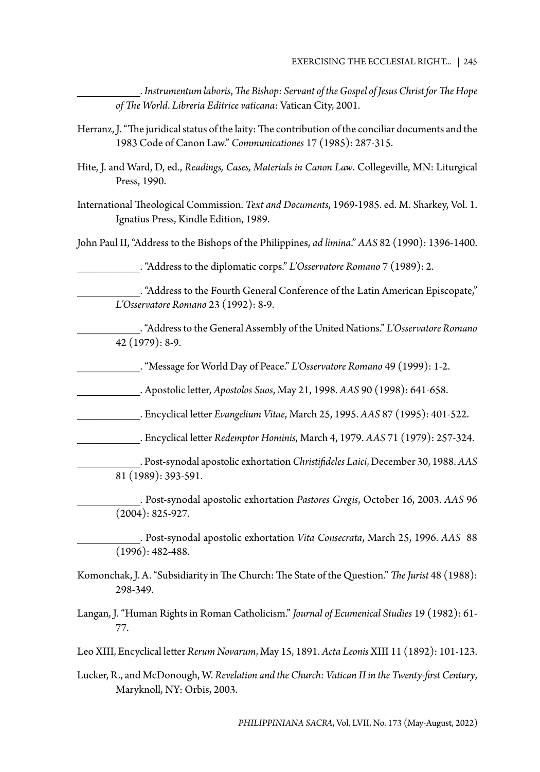\_\_\_\_\_\_\_\_\_\_\_. *Instrumentum laboris*, *The Bishop: Servant of the Gospel of Jesus Christ for The Hope of The World*. *Libreria Editrice vaticana*: Vatican City, 2001.

Herranz, J. "The juridical status of the laity: The contribution of the conciliar documents and the 1983 Code of Canon Law." *Communicationes* 17 (1985): 287-315.

Hite, J. and Ward, D, ed., *Readings, Cases, Materials in Canon Law*. Collegeville, MN: Liturgical Press, 1990.

International Theological Commission. *Text and Documents*, 1969-1985. ed. M. Sharkey, Vol. 1. Ignatius Press, Kindle Edition, 1989.

John Paul II, "Address to the Bishops of the Philippines, *ad limina*." *AAS* 82 (1990): 1396-1400.

\_\_\_\_\_\_\_\_\_\_\_. "Address to the diplomatic corps." *L'Osservatore Romano* 7 (1989): 2.

\_\_\_\_\_\_\_\_\_\_\_. "Address to the Fourth General Conference of the Latin American Episcopate," *L'Osservatore Romano* 23 (1992): 8-9.

\_\_\_\_\_\_\_\_\_\_\_. "Address to the General Assembly of the United Nations." *L'Osservatore Romano* 42 (1979): 8-9.

\_\_\_\_\_\_\_\_\_\_\_. "Message for World Day of Peace." *L'Osservatore Romano* 49 (1999): 1-2.

\_\_\_\_\_\_\_\_\_\_\_. Apostolic letter, *Apostolos Suos*, May 21, 1998. *AAS* 90 (1998): 641-658.

\_\_\_\_\_\_\_\_\_\_\_. Encyclical letter *Evangelium Vitae*, March 25, 1995. *AAS* 87 (1995): 401-522.

\_\_\_\_\_\_\_\_\_\_\_. Encyclical letter *Redemptor Hominis*, March 4, 1979. *AAS* 71 (1979): 257-324.

\_\_\_\_\_\_\_\_\_\_\_. Post-synodal apostolic exhortation *Christifideles Laici*, December 30, 1988. *AAS* 81 (1989): 393-591.

\_\_\_\_\_\_\_\_\_\_\_. Post-synodal apostolic exhortation *Pastores Gregis*, October 16, 2003. *AAS* 96 (2004): 825-927.

\_\_\_\_\_\_\_\_\_\_\_. Post-synodal apostolic exhortation *Vita Consecrata*, March 25, 1996. *AAS* 88 (1996): 482-488.

Komonchak, J. A. "Subsidiarity in The Church: The State of the Question." *The Jurist* 48 (1988): 298-349.

Langan, J. "Human Rights in Roman Catholicism." *Journal of Ecumenical Studies* 19 (1982): 61-77.

Leo XIII, Encyclical letter *Rerum Novarum*, May 15, 1891. *Acta Leonis* XIII 11 (1892): 101-123.

Lucker, R., and McDonough, W. *Revelation and the Church: Vatican II in the Twenty-first Century*, Maryknoll, NY: Orbis, 2003.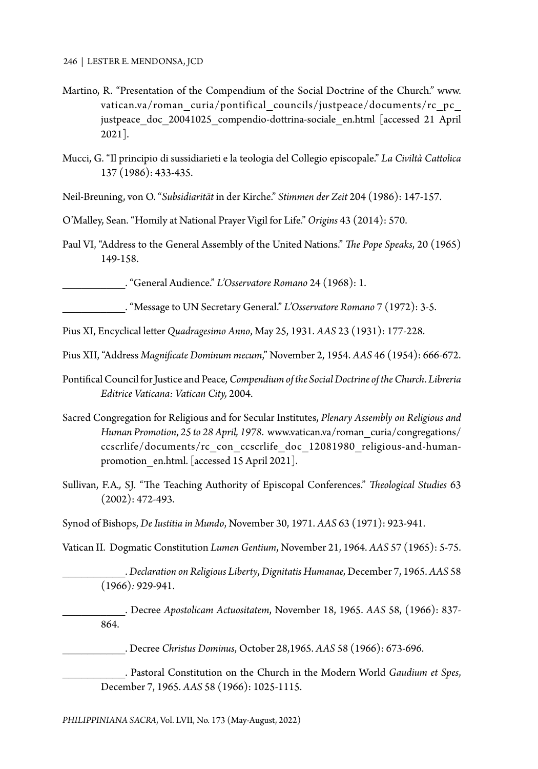Martino, R. "Presentation of the Compendium of the Social Doctrine of the Church." www.vatican.va/roman_curia/pontifical_councils/justpeace/documents/rc_pc_justpeace_doc_20041025_compendio-dottrina-sociale_en.html [accessed 21 April 2021].

Mucci, G. "Il principio di sussidiarieti e la teologia del Collegio episcopale." *La Civiltà Cattolica* 137 (1986): 433-435.

Neil-Breuning, von O. "*Subsidiarität* in der Kirche." *Stimmen der Zeit* 204 (1986): 147-157.

O'Malley, Sean. "Homily at National Prayer Vigil for Life." *Origins* 43 (2014): 570.

Paul VI, "Address to the General Assembly of the United Nations." *The Pope Speaks*, 20 (1965) 149-158.

___________. "General Audience." *L'Osservatore Romano* 24 (1968): 1.

___________. "Message to UN Secretary General." *L'Osservatore Romano* 7 (1972): 3-5.

Pius XI, Encyclical letter *Quadragesimo Anno*, May 25, 1931. *AAS* 23 (1931): 177-228.

Pius XII, "Address *Magnificate Dominum mecum*," November 2, 1954. *AAS* 46 (1954): 666-672.

Pontifical Council for Justice and Peace*, Compendium of the Social Doctrine of the Church*. *Libreria Editrice Vaticana: Vatican City,* 2004.

Sacred Congregation for Religious and for Secular Institutes, *Plenary Assembly on Religious and Human Promotion*, *25 to 28 April, 1978.* www.vatican.va/roman_curia/congregations/ccscrlife/documents/rc_con_ccscrlife_doc_12081980_religious-and-human-promotion_en.html. [accessed 15 April 2021].

Sullivan, F.A.*,* SJ. "The Teaching Authority of Episcopal Conferences." *Theological Studies* 63 (2002): 472-493.

Synod of Bishops, *De Iustitia in Mundo*, November 30, 1971. *AAS* 63 (1971): 923-941.

Vatican II. Dogmatic Constitution *Lumen Gentium*, November 21, 1964. *AAS* 57 (1965): 5-75.

___________. *Declaration on Religious Liberty*, *Dignitatis Humanae,* December 7, 1965. *AAS* 58 (1966): 929-941.

___________. Decree *Apostolicam Actuositatem*, November 18, 1965. *AAS* 58, (1966): 837-864.

___________. Decree *Christus Dominus*, October 28,1965. *AAS* 58 (1966): 673-696.

___________. Pastoral Constitution on the Church in the Modern World *Gaudium et Spes*, December 7, 1965. *AAS* 58 (1966): 1025-1115.